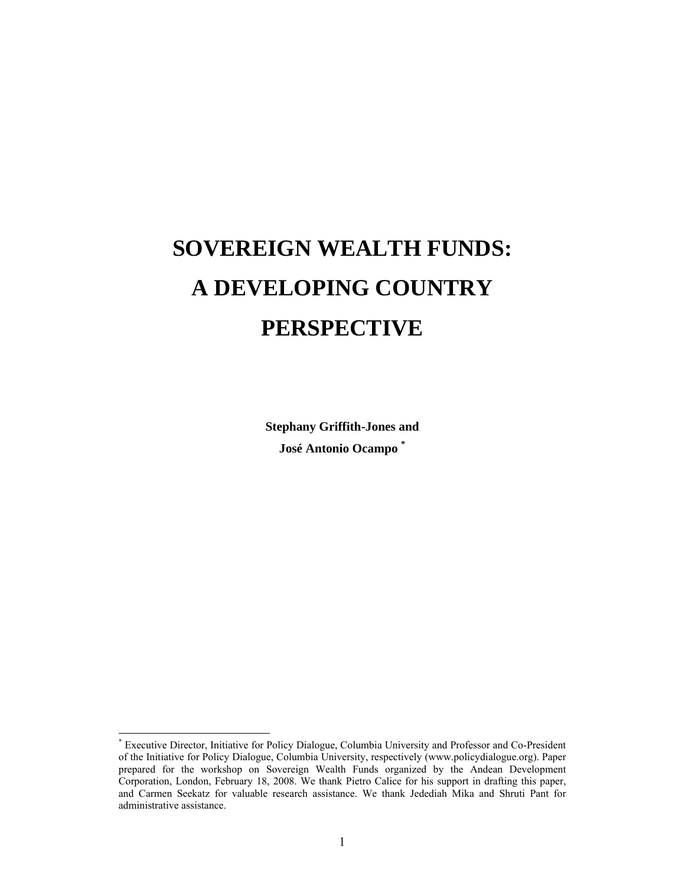# SOVEREIGN WEALTH FUNDS: A DEVELOPING COUNTRY PERSPECTIVE

**Stephany Griffith-Jones and**

**José Antonio Ocampo** [*]

---

[*] Executive Director, Initiative for Policy Dialogue, Columbia University and Professor and Co-President of the Initiative for Policy Dialogue, Columbia University, respectively (www.policydialogue.org). Paper prepared for the workshop on Sovereign Wealth Funds organized by the Andean Development Corporation, London, February 18, 2008. We thank Pietro Calice for his support in drafting this paper, and Carmen Seekatz for valuable research assistance. We thank Jedediah Mika and Shruti Pant for administrative assistance.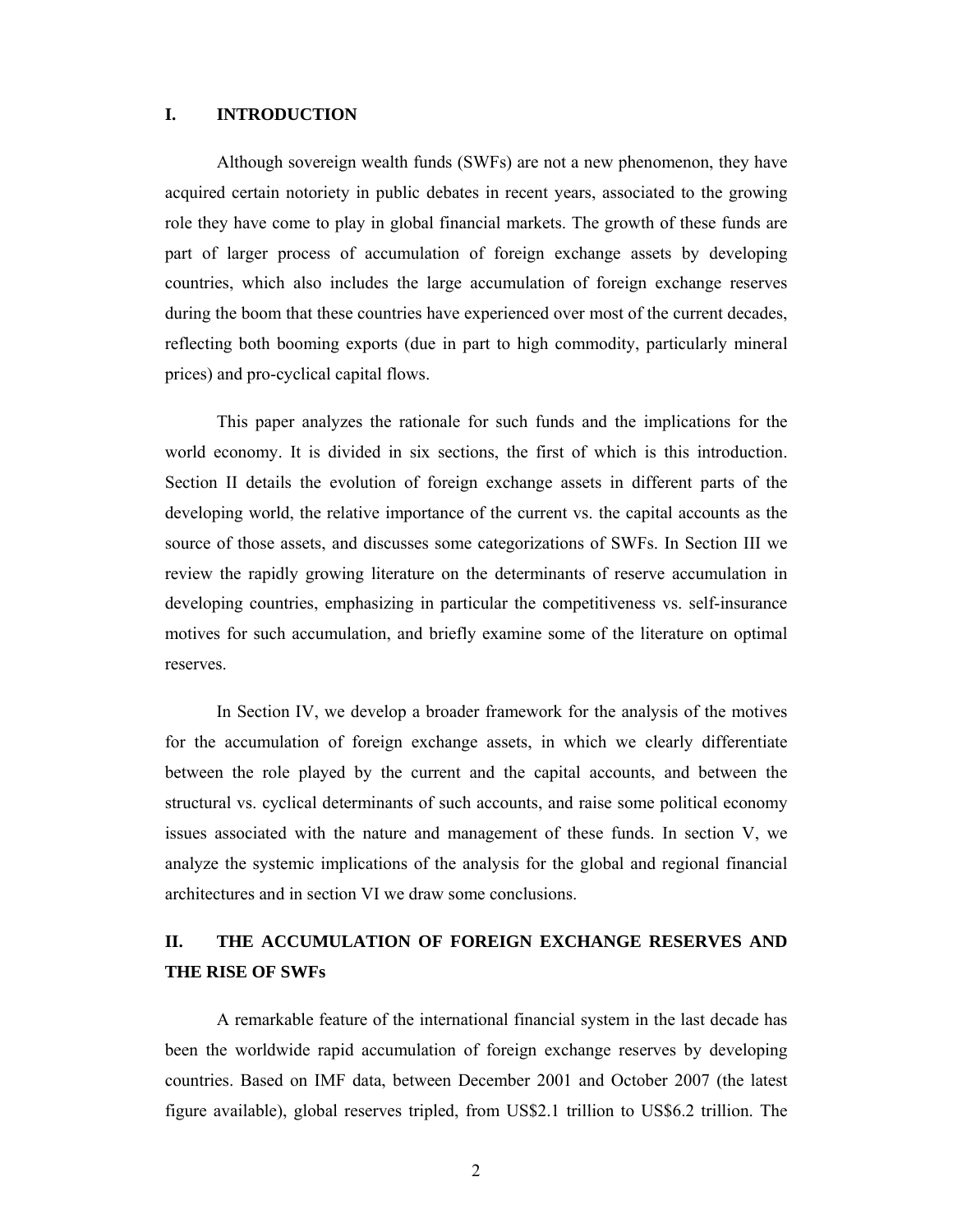## I. INTRODUCTION

Although sovereign wealth funds (SWFs) are not a new phenomenon, they have acquired certain notoriety in public debates in recent years, associated to the growing role they have come to play in global financial markets. The growth of these funds are part of larger process of accumulation of foreign exchange assets by developing countries, which also includes the large accumulation of foreign exchange reserves during the boom that these countries have experienced over most of the current decades, reflecting both booming exports (due in part to high commodity, particularly mineral prices) and pro-cyclical capital flows.

This paper analyzes the rationale for such funds and the implications for the world economy. It is divided in six sections, the first of which is this introduction. Section II details the evolution of foreign exchange assets in different parts of the developing world, the relative importance of the current vs. the capital accounts as the source of those assets, and discusses some categorizations of SWFs. In Section III we review the rapidly growing literature on the determinants of reserve accumulation in developing countries, emphasizing in particular the competitiveness vs. self-insurance motives for such accumulation, and briefly examine some of the literature on optimal reserves.

In Section IV, we develop a broader framework for the analysis of the motives for the accumulation of foreign exchange assets, in which we clearly differentiate between the role played by the current and the capital accounts, and between the structural vs. cyclical determinants of such accounts, and raise some political economy issues associated with the nature and management of these funds. In section V, we analyze the systemic implications of the analysis for the global and regional financial architectures and in section VI we draw some conclusions.

## II. THE ACCUMULATION OF FOREIGN EXCHANGE RESERVES AND THE RISE OF SWFs

A remarkable feature of the international financial system in the last decade has been the worldwide rapid accumulation of foreign exchange reserves by developing countries. Based on IMF data, between December 2001 and October 2007 (the latest figure available), global reserves tripled, from US$2.1 trillion to US$6.2 trillion. The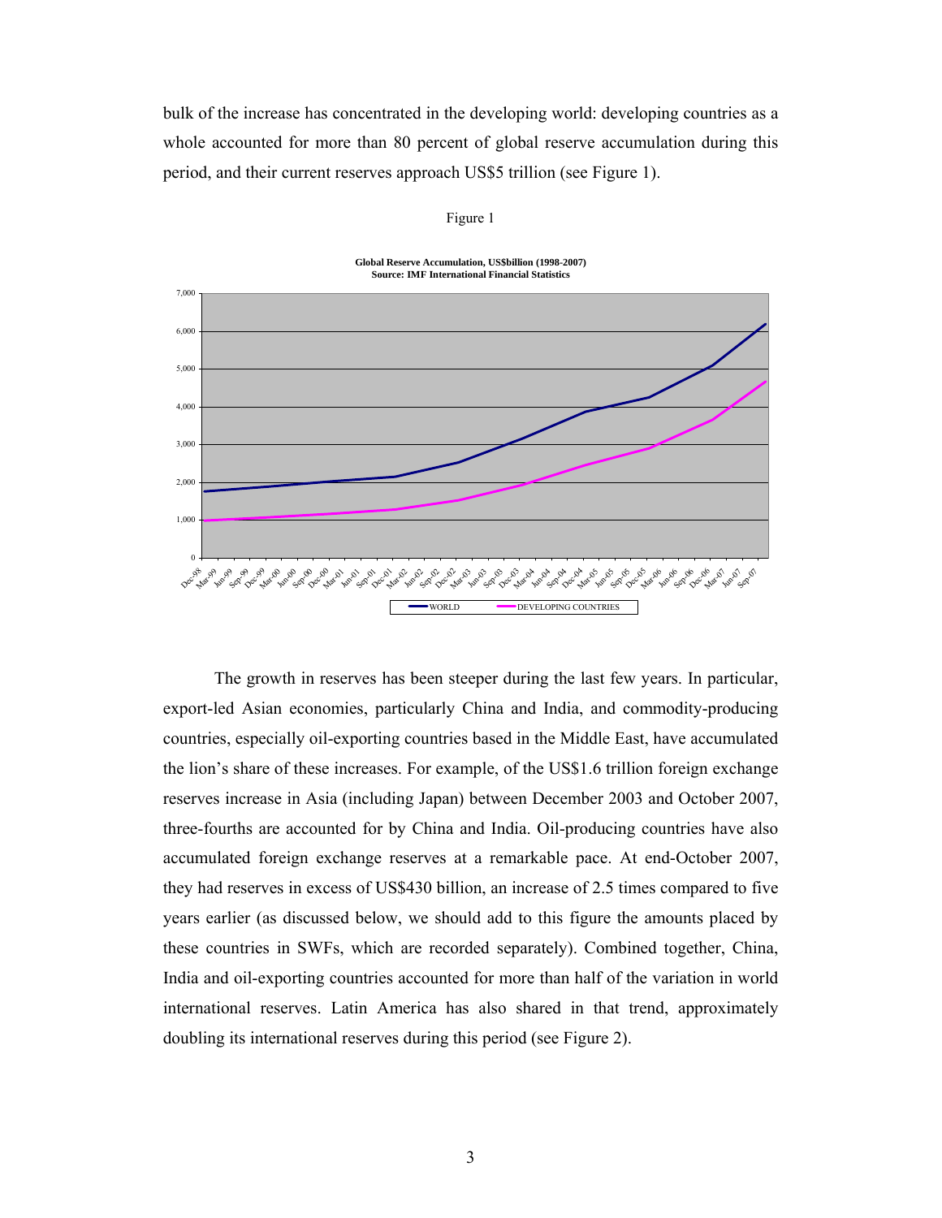bulk of the increase has concentrated in the developing world: developing countries as a whole accounted for more than 80 percent of global reserve accumulation during this period, and their current reserves approach US$5 trillion (see Figure 1).

Figure 1

**Global Reserve Accumulation, US$billion (1998-2007)**
**Source: IMF International Financial Statistics**

The growth in reserves has been steeper during the last few years. In particular, export-led Asian economies, particularly China and India, and commodity-producing countries, especially oil-exporting countries based in the Middle East, have accumulated the lion's share of these increases. For example, of the US$1.6 trillion foreign exchange reserves increase in Asia (including Japan) between December 2003 and October 2007, three-fourths are accounted for by China and India. Oil-producing countries have also accumulated foreign exchange reserves at a remarkable pace. At end-October 2007, they had reserves in excess of US$430 billion, an increase of 2.5 times compared to five years earlier (as discussed below, we should add to this figure the amounts placed by these countries in SWFs, which are recorded separately). Combined together, China, India and oil-exporting countries accounted for more than half of the variation in world international reserves. Latin America has also shared in that trend, approximately doubling its international reserves during this period (see Figure 2).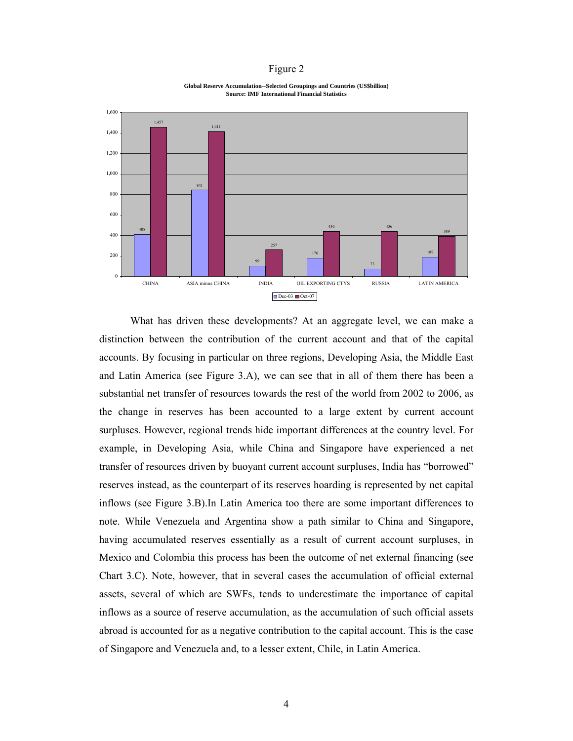Figure 2

**Global Reserve Accumulation--Selected Groupings and Countries (US$billion)**
**Source: IMF International Financial Statistics**

| | Dec-03 | Oct-07 |
|---|---|---|
| CHINA | 408 | 1,457 |
| ASIA minus CHINA | 841 | 1,411 |
| INDIA | 99 | 257 |
| OIL EXPORTING CTYS | 176 | 436 |
| RUSSIA | 73 | 436 |
| LATIN AMERICA | 189 | 389 |

What has driven these developments? At an aggregate level, we can make a distinction between the contribution of the current account and that of the capital accounts. By focusing in particular on three regions, Developing Asia, the Middle East and Latin America (see Figure 3.A), we can see that in all of them there has been a substantial net transfer of resources towards the rest of the world from 2002 to 2006, as the change in reserves has been accounted to a large extent by current account surpluses. However, regional trends hide important differences at the country level. For example, in Developing Asia, while China and Singapore have experienced a net transfer of resources driven by buoyant current account surpluses, India has "borrowed" reserves instead, as the counterpart of its reserves hoarding is represented by net capital inflows (see Figure 3.B).In Latin America too there are some important differences to note. While Venezuela and Argentina show a path similar to China and Singapore, having accumulated reserves essentially as a result of current account surpluses, in Mexico and Colombia this process has been the outcome of net external financing (see Chart 3.C). Note, however, that in several cases the accumulation of official external assets, several of which are SWFs, tends to underestimate the importance of capital inflows as a source of reserve accumulation, as the accumulation of such official assets abroad is accounted for as a negative contribution to the capital account. This is the case of Singapore and Venezuela and, to a lesser extent, Chile, in Latin America.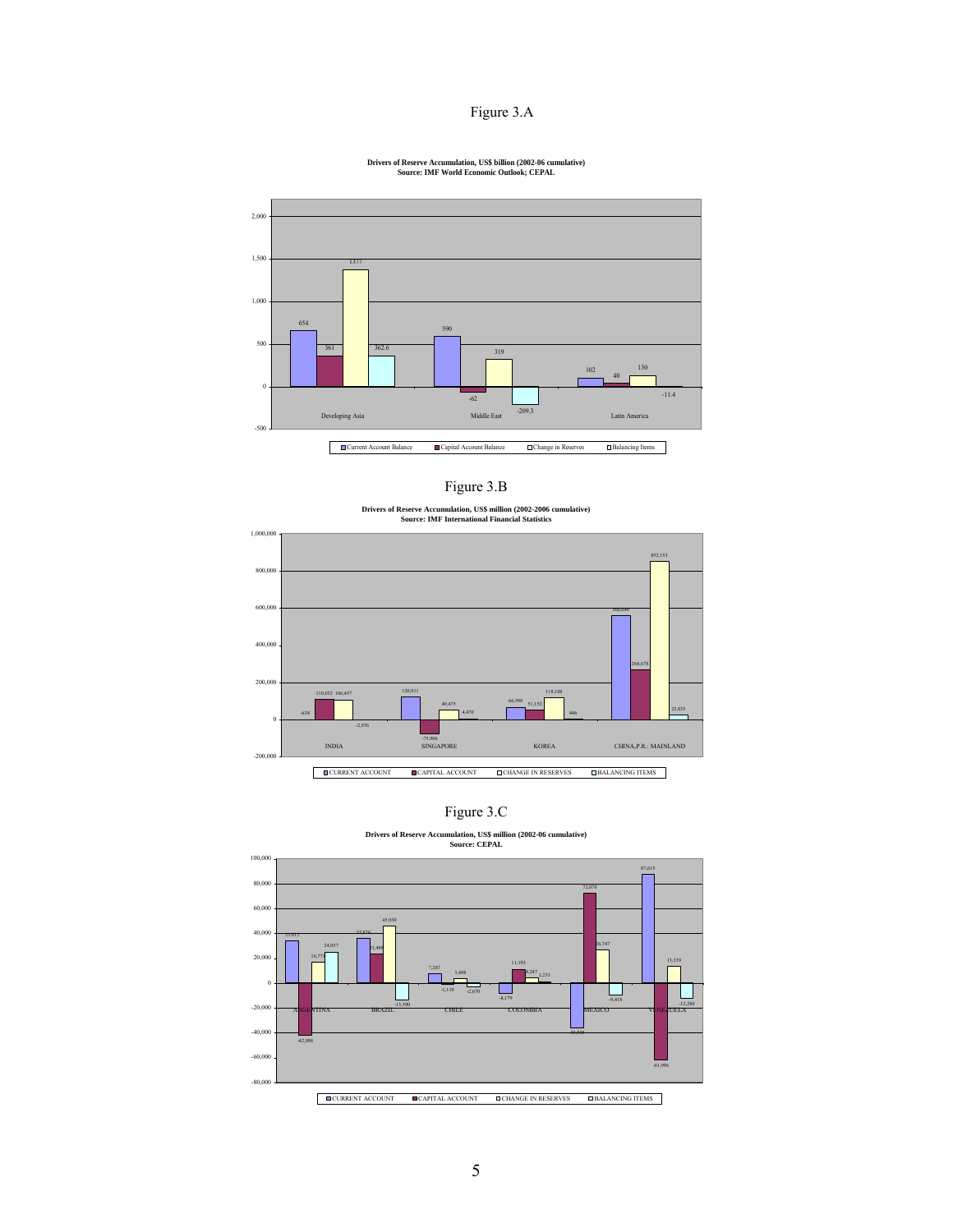Figure 3.A

**Drivers of Reserve Accumulation, US$ billion (2002-06 cumulative)**
**Source: IMF World Economic Outlook; CEPAL**

| | Current Account Balance | Capital Account Balance | Change in Reserves | Balancing Items |
|---|---|---|---|---|
| Developing Asia | 654 | 361 | 1377 | 362.6 |
| Middle East | 590 | -62 | 319 | -209.3 |
| Latin America | 102 | 40 | 130 | -11.4 |

Figure 3.B

**Drivers of Reserve Accumulation, US$ million (2002-2006 cumulative)**
**Source: IMF International Financial Statistics**

| | CURRENT ACCOUNT | CAPITAL ACCOUNT | CHANGE IN RESERVES | BALANCING ITEMS |
|---|---|---|---|---|
| INDIA | -638 | 110,032 | 106,457 | -2,936 |
| SINGAPORE | 120,911 | -75,906 | 49,475 | 4,470 |
| KOREA | 66,590 | 51,152 | 118,188 | 446 |
| CHINA,P.R.: MAINLAND | 560,640 | 268,678 | 852,153 | 22,835 |

Figure 3.C

**Drivers of Reserve Accumulation, US$ million (2002-06 cumulative)**
**Source: CEPAL**

| | CURRENT ACCOUNT | CAPITAL ACCOUNT | CHANGE IN RESERVES | BALANCING ITEMS |
|---|---|---|---|---|
| ARGENTINA | 33,971 | -42,098 | 16,771 | 24,957 |
| BRAZIL | 35,876 | 23,495 | 45,930 | -13,390 |
| CHILE | 7,287 | -1,119 | 3,498 | -2,670 |
| COLOMBIA | -8,179 | 11,193 | 4,247 | 1,233 |
| MEXICO | -35,905 | 72,070 | 26,747 | -9,418 |
| VENEZUELA | 87,615 | -61,996 | 13,339 | -12,280 |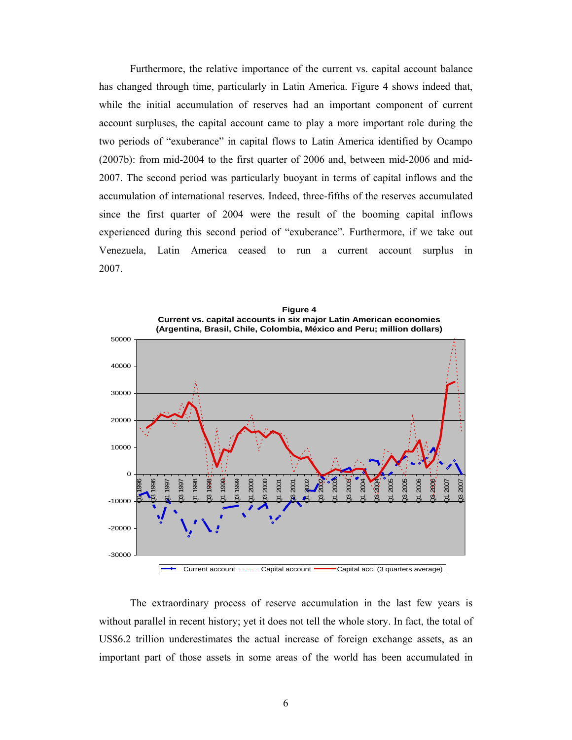Furthermore, the relative importance of the current vs. capital account balance has changed through time, particularly in Latin America. Figure 4 shows indeed that, while the initial accumulation of reserves had an important component of current account surpluses, the capital account came to play a more important role during the two periods of "exuberance" in capital flows to Latin America identified by Ocampo (2007b): from mid-2004 to the first quarter of 2006 and, between mid-2006 and mid-2007. The second period was particularly buoyant in terms of capital inflows and the accumulation of international reserves. Indeed, three-fifths of the reserves accumulated since the first quarter of 2004 were the result of the booming capital inflows experienced during this second period of "exuberance". Furthermore, if we take out Venezuela, Latin America ceased to run a current account surplus in 2007.

**Figure 4**
**Current vs. capital accounts in six major Latin American economies (Argentina, Brasil, Chile, Colombia, México and Peru; million dollars)**

The extraordinary process of reserve accumulation in the last few years is without parallel in recent history; yet it does not tell the whole story. In fact, the total of US$6.2 trillion underestimates the actual increase of foreign exchange assets, as an important part of those assets in some areas of the world has been accumulated in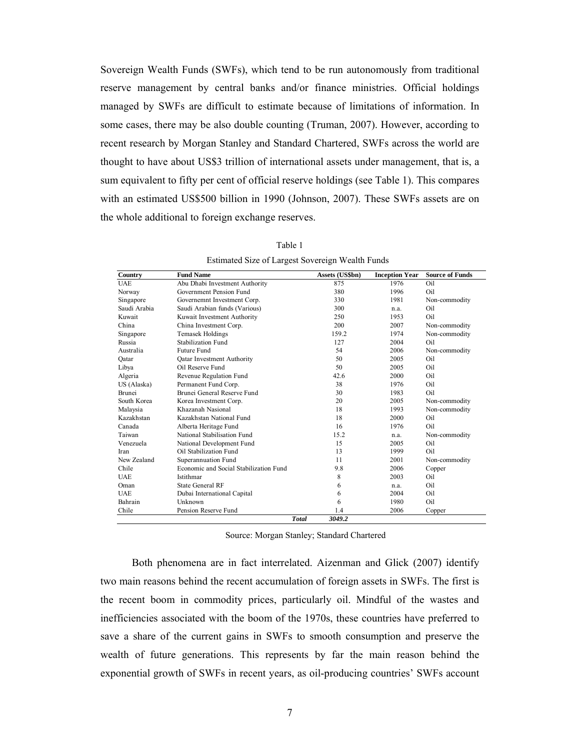Sovereign Wealth Funds (SWFs), which tend to be run autonomously from traditional reserve management by central banks and/or finance ministries. Official holdings managed by SWFs are difficult to estimate because of limitations of information. In some cases, there may be also double counting (Truman, 2007). However, according to recent research by Morgan Stanley and Standard Chartered, SWFs across the world are thought to have about US$3 trillion of international assets under management, that is, a sum equivalent to fifty per cent of official reserve holdings (see Table 1). This compares with an estimated US$500 billion in 1990 (Johnson, 2007). These SWFs assets are on the whole additional to foreign exchange reserves.

Table 1

Estimated Size of Largest Sovereign Wealth Funds

| Country | Fund Name | Assets (US$bn) | Inception Year | Source of Funds |
|---|---|---|---|---|
| UAE | Abu Dhabi Investment Authority | 875 | 1976 | Oil |
| Norway | Government Pension Fund | 380 | 1996 | Oil |
| Singapore | Governemnt Investment Corp. | 330 | 1981 | Non-commodity |
| Saudi Arabia | Saudi Arabian funds (Various) | 300 | n.a. | Oil |
| Kuwait | Kuwait Investment Authority | 250 | 1953 | Oil |
| China | China Investment Corp. | 200 | 2007 | Non-commodity |
| Singapore | Temasek Holdings | 159.2 | 1974 | Non-commodity |
| Russia | Stabilization Fund | 127 | 2004 | Oil |
| Australia | Future Fund | 54 | 2006 | Non-commodity |
| Qatar | Qatar Investment Authority | 50 | 2005 | Oil |
| Libya | Oil Reserve Fund | 50 | 2005 | Oil |
| Algeria | Revenue Regulation Fund | 42.6 | 2000 | Oil |
| US (Alaska) | Permanent Fund Corp. | 38 | 1976 | Oil |
| Brunei | Brunei General Reserve Fund | 30 | 1983 | Oil |
| South Korea | Korea Investment Corp. | 20 | 2005 | Non-commodity |
| Malaysia | Khazanah Nasional | 18 | 1993 | Non-commodity |
| Kazakhstan | Kazakhstan National Fund | 18 | 2000 | Oil |
| Canada | Alberta Heritage Fund | 16 | 1976 | Oil |
| Taiwan | National Stabilisation Fund | 15.2 | n.a. | Non-commodity |
| Venezuela | National Development Fund | 15 | 2005 | Oil |
| Iran | Oil Stabilization Fund | 13 | 1999 | Oil |
| New Zealand | Superannuation Fund | 11 | 2001 | Non-commodity |
| Chile | Economic and Social Stabilization Fund | 9.8 | 2006 | Copper |
| UAE | Istithmar | 8 | 2003 | Oil |
| Oman | State General RF | 6 | n.a. | Oil |
| UAE | Dubai International Capital | 6 | 2004 | Oil |
| Bahrain | Unknown | 6 | 1980 | Oil |
| Chile | Pension Reserve Fund | 1.4 | 2006 | Copper |
| | ***Total*** | ***3049.2*** | | |

Source: Morgan Stanley; Standard Chartered

Both phenomena are in fact interrelated. Aizenman and Glick (2007) identify two main reasons behind the recent accumulation of foreign assets in SWFs. The first is the recent boom in commodity prices, particularly oil. Mindful of the wastes and inefficiencies associated with the boom of the 1970s, these countries have preferred to save a share of the current gains in SWFs to smooth consumption and preserve the wealth of future generations. This represents by far the main reason behind the exponential growth of SWFs in recent years, as oil-producing countries' SWFs account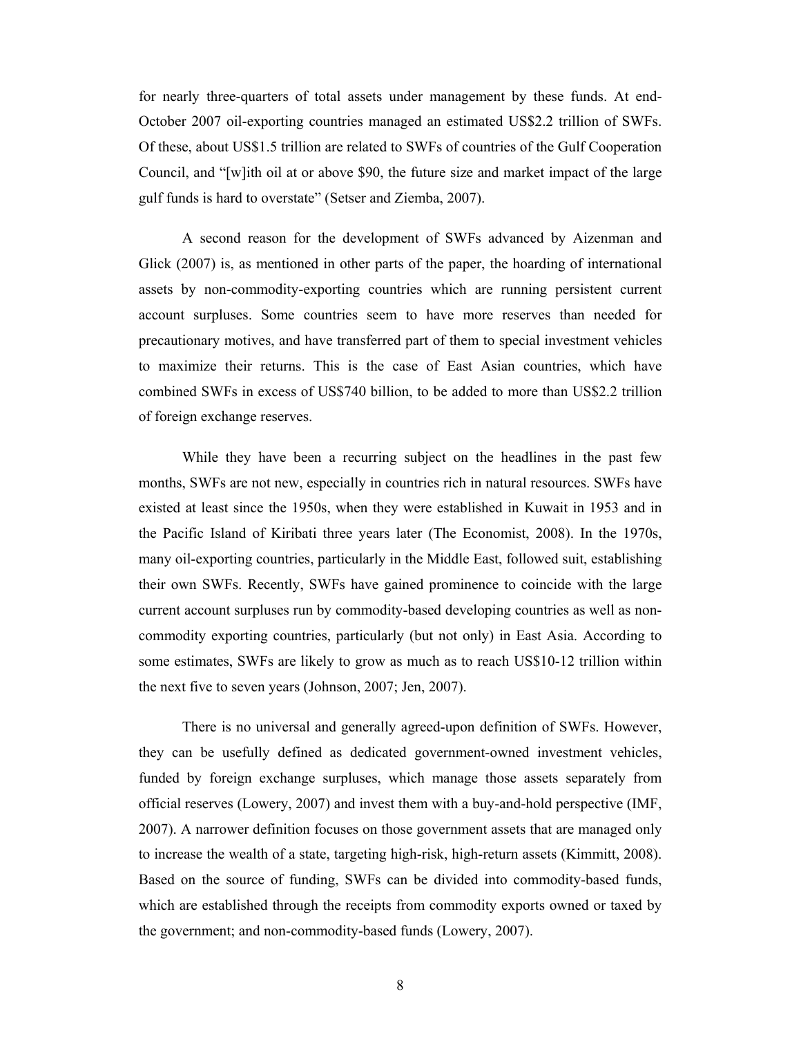for nearly three-quarters of total assets under management by these funds. At end-October 2007 oil-exporting countries managed an estimated US$2.2 trillion of SWFs. Of these, about US$1.5 trillion are related to SWFs of countries of the Gulf Cooperation Council, and "[w]ith oil at or above $90, the future size and market impact of the large gulf funds is hard to overstate" (Setser and Ziemba, 2007).

A second reason for the development of SWFs advanced by Aizenman and Glick (2007) is, as mentioned in other parts of the paper, the hoarding of international assets by non-commodity-exporting countries which are running persistent current account surpluses. Some countries seem to have more reserves than needed for precautionary motives, and have transferred part of them to special investment vehicles to maximize their returns. This is the case of East Asian countries, which have combined SWFs in excess of US$740 billion, to be added to more than US$2.2 trillion of foreign exchange reserves.

While they have been a recurring subject on the headlines in the past few months, SWFs are not new, especially in countries rich in natural resources. SWFs have existed at least since the 1950s, when they were established in Kuwait in 1953 and in the Pacific Island of Kiribati three years later (The Economist, 2008). In the 1970s, many oil-exporting countries, particularly in the Middle East, followed suit, establishing their own SWFs. Recently, SWFs have gained prominence to coincide with the large current account surpluses run by commodity-based developing countries as well as non-commodity exporting countries, particularly (but not only) in East Asia. According to some estimates, SWFs are likely to grow as much as to reach US$10-12 trillion within the next five to seven years (Johnson, 2007; Jen, 2007).

There is no universal and generally agreed-upon definition of SWFs. However, they can be usefully defined as dedicated government-owned investment vehicles, funded by foreign exchange surpluses, which manage those assets separately from official reserves (Lowery, 2007) and invest them with a buy-and-hold perspective (IMF, 2007). A narrower definition focuses on those government assets that are managed only to increase the wealth of a state, targeting high-risk, high-return assets (Kimmitt, 2008). Based on the source of funding, SWFs can be divided into commodity-based funds, which are established through the receipts from commodity exports owned or taxed by the government; and non-commodity-based funds (Lowery, 2007).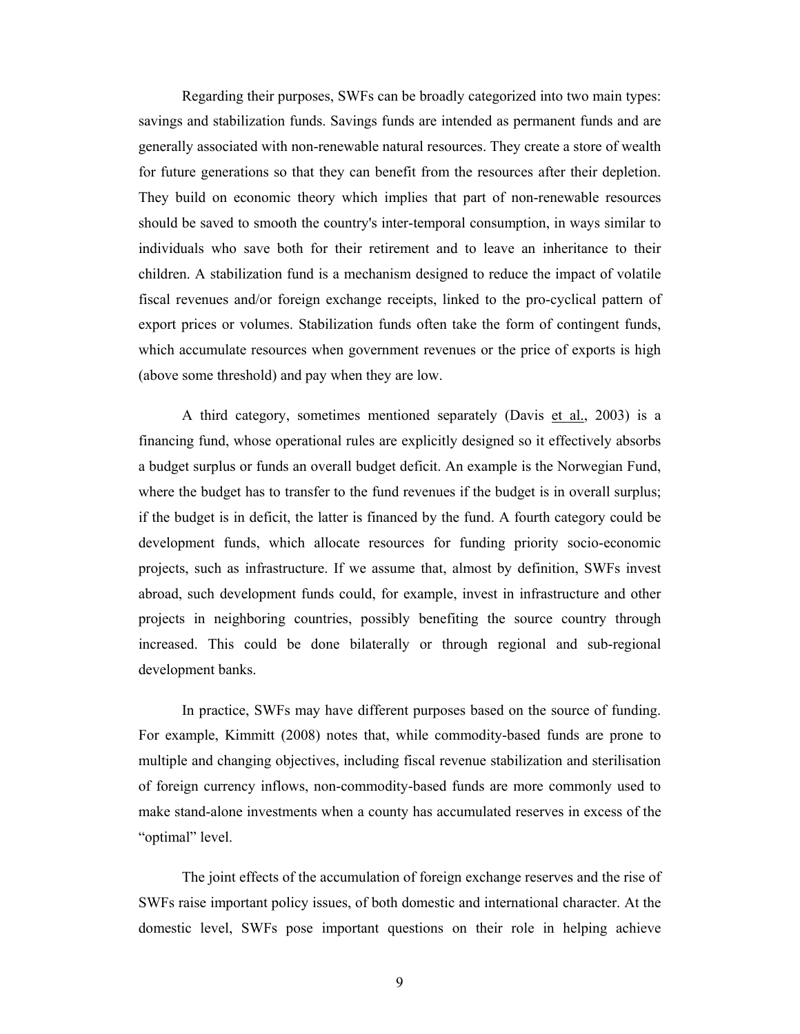Regarding their purposes, SWFs can be broadly categorized into two main types: savings and stabilization funds. Savings funds are intended as permanent funds and are generally associated with non-renewable natural resources. They create a store of wealth for future generations so that they can benefit from the resources after their depletion. They build on economic theory which implies that part of non-renewable resources should be saved to smooth the country's inter-temporal consumption, in ways similar to individuals who save both for their retirement and to leave an inheritance to their children. A stabilization fund is a mechanism designed to reduce the impact of volatile fiscal revenues and/or foreign exchange receipts, linked to the pro-cyclical pattern of export prices or volumes. Stabilization funds often take the form of contingent funds, which accumulate resources when government revenues or the price of exports is high (above some threshold) and pay when they are low.

A third category, sometimes mentioned separately (Davis et al., 2003) is a financing fund, whose operational rules are explicitly designed so it effectively absorbs a budget surplus or funds an overall budget deficit. An example is the Norwegian Fund, where the budget has to transfer to the fund revenues if the budget is in overall surplus; if the budget is in deficit, the latter is financed by the fund. A fourth category could be development funds, which allocate resources for funding priority socio-economic projects, such as infrastructure. If we assume that, almost by definition, SWFs invest abroad, such development funds could, for example, invest in infrastructure and other projects in neighboring countries, possibly benefiting the source country through increased. This could be done bilaterally or through regional and sub-regional development banks.

In practice, SWFs may have different purposes based on the source of funding. For example, Kimmitt (2008) notes that, while commodity-based funds are prone to multiple and changing objectives, including fiscal revenue stabilization and sterilisation of foreign currency inflows, non-commodity-based funds are more commonly used to make stand-alone investments when a county has accumulated reserves in excess of the "optimal" level.

The joint effects of the accumulation of foreign exchange reserves and the rise of SWFs raise important policy issues, of both domestic and international character. At the domestic level, SWFs pose important questions on their role in helping achieve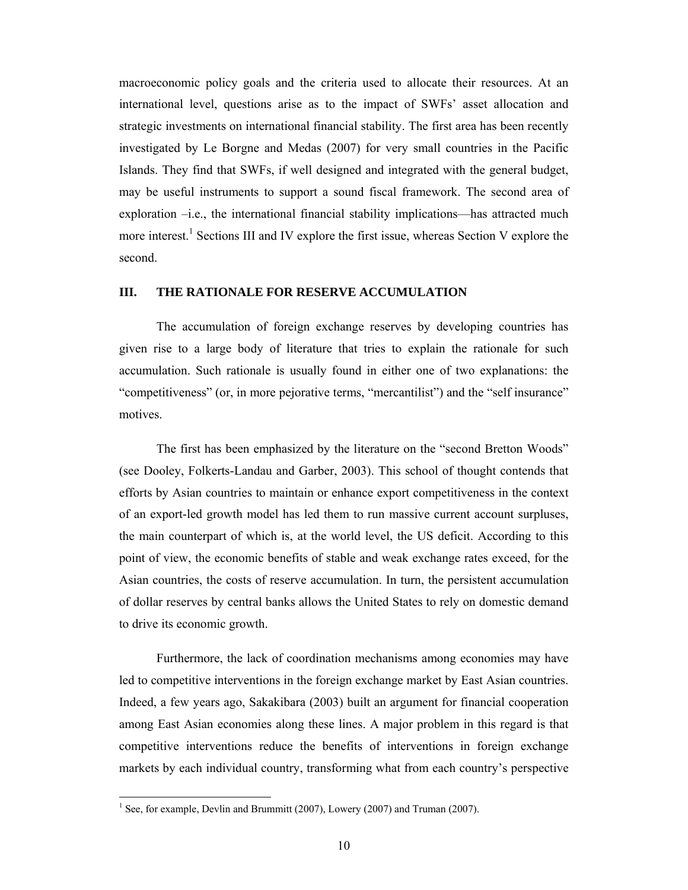macroeconomic policy goals and the criteria used to allocate their resources. At an international level, questions arise as to the impact of SWFs' asset allocation and strategic investments on international financial stability. The first area has been recently investigated by Le Borgne and Medas (2007) for very small countries in the Pacific Islands. They find that SWFs, if well designed and integrated with the general budget, may be useful instruments to support a sound fiscal framework. The second area of exploration –i.e., the international financial stability implications—has attracted much more interest.[1] Sections III and IV explore the first issue, whereas Section V explore the second.

## III. THE RATIONALE FOR RESERVE ACCUMULATION

The accumulation of foreign exchange reserves by developing countries has given rise to a large body of literature that tries to explain the rationale for such accumulation. Such rationale is usually found in either one of two explanations: the "competitiveness" (or, in more pejorative terms, "mercantilist") and the "self insurance" motives.

The first has been emphasized by the literature on the "second Bretton Woods" (see Dooley, Folkerts-Landau and Garber, 2003). This school of thought contends that efforts by Asian countries to maintain or enhance export competitiveness in the context of an export-led growth model has led them to run massive current account surpluses, the main counterpart of which is, at the world level, the US deficit. According to this point of view, the economic benefits of stable and weak exchange rates exceed, for the Asian countries, the costs of reserve accumulation. In turn, the persistent accumulation of dollar reserves by central banks allows the United States to rely on domestic demand to drive its economic growth.

Furthermore, the lack of coordination mechanisms among economies may have led to competitive interventions in the foreign exchange market by East Asian countries. Indeed, a few years ago, Sakakibara (2003) built an argument for financial cooperation among East Asian economies along these lines. A major problem in this regard is that competitive interventions reduce the benefits of interventions in foreign exchange markets by each individual country, transforming what from each country's perspective

[1] See, for example, Devlin and Brummitt (2007), Lowery (2007) and Truman (2007).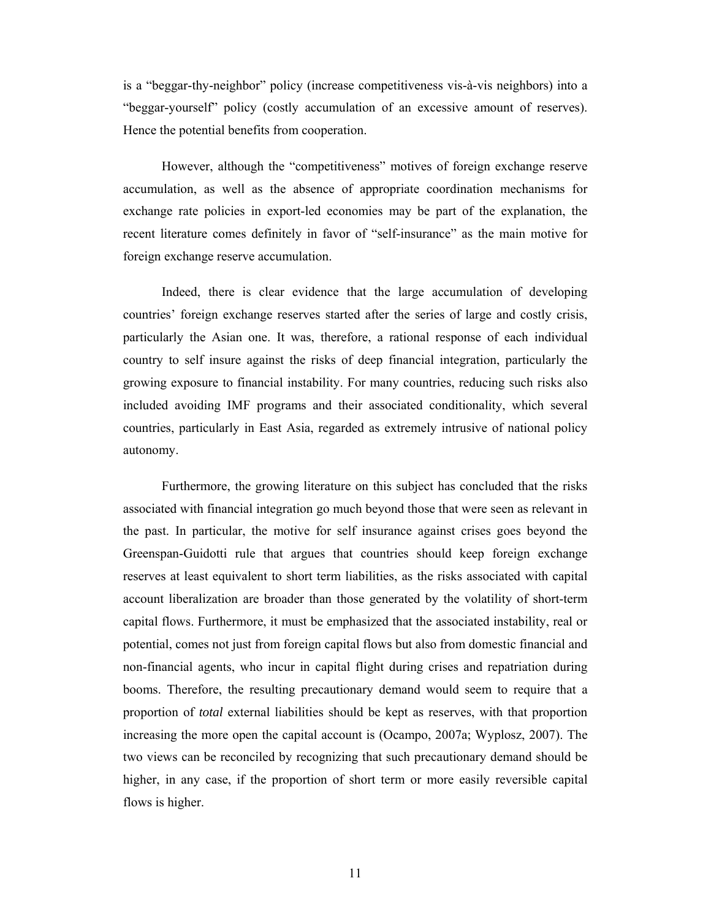is a "beggar-thy-neighbor" policy (increase competitiveness vis-à-vis neighbors) into a "beggar-yourself" policy (costly accumulation of an excessive amount of reserves). Hence the potential benefits from cooperation.

However, although the "competitiveness" motives of foreign exchange reserve accumulation, as well as the absence of appropriate coordination mechanisms for exchange rate policies in export-led economies may be part of the explanation, the recent literature comes definitely in favor of "self-insurance" as the main motive for foreign exchange reserve accumulation.

Indeed, there is clear evidence that the large accumulation of developing countries' foreign exchange reserves started after the series of large and costly crisis, particularly the Asian one. It was, therefore, a rational response of each individual country to self insure against the risks of deep financial integration, particularly the growing exposure to financial instability. For many countries, reducing such risks also included avoiding IMF programs and their associated conditionality, which several countries, particularly in East Asia, regarded as extremely intrusive of national policy autonomy.

Furthermore, the growing literature on this subject has concluded that the risks associated with financial integration go much beyond those that were seen as relevant in the past. In particular, the motive for self insurance against crises goes beyond the Greenspan-Guidotti rule that argues that countries should keep foreign exchange reserves at least equivalent to short term liabilities, as the risks associated with capital account liberalization are broader than those generated by the volatility of short-term capital flows. Furthermore, it must be emphasized that the associated instability, real or potential, comes not just from foreign capital flows but also from domestic financial and non-financial agents, who incur in capital flight during crises and repatriation during booms. Therefore, the resulting precautionary demand would seem to require that a proportion of *total* external liabilities should be kept as reserves, with that proportion increasing the more open the capital account is (Ocampo, 2007a; Wyplosz, 2007). The two views can be reconciled by recognizing that such precautionary demand should be higher, in any case, if the proportion of short term or more easily reversible capital flows is higher.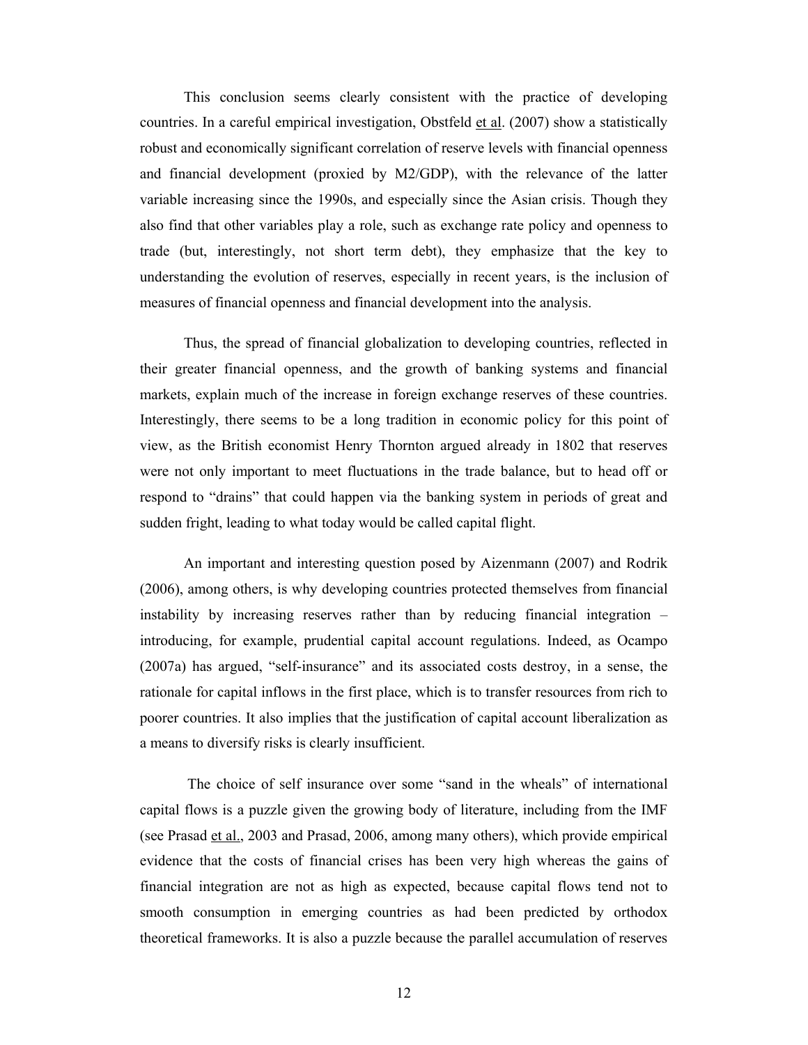This conclusion seems clearly consistent with the practice of developing countries. In a careful empirical investigation, Obstfeld et al. (2007) show a statistically robust and economically significant correlation of reserve levels with financial openness and financial development (proxied by M2/GDP), with the relevance of the latter variable increasing since the 1990s, and especially since the Asian crisis. Though they also find that other variables play a role, such as exchange rate policy and openness to trade (but, interestingly, not short term debt), they emphasize that the key to understanding the evolution of reserves, especially in recent years, is the inclusion of measures of financial openness and financial development into the analysis.

Thus, the spread of financial globalization to developing countries, reflected in their greater financial openness, and the growth of banking systems and financial markets, explain much of the increase in foreign exchange reserves of these countries. Interestingly, there seems to be a long tradition in economic policy for this point of view, as the British economist Henry Thornton argued already in 1802 that reserves were not only important to meet fluctuations in the trade balance, but to head off or respond to "drains" that could happen via the banking system in periods of great and sudden fright, leading to what today would be called capital flight.

An important and interesting question posed by Aizenmann (2007) and Rodrik (2006), among others, is why developing countries protected themselves from financial instability by increasing reserves rather than by reducing financial integration – introducing, for example, prudential capital account regulations. Indeed, as Ocampo (2007a) has argued, "self-insurance" and its associated costs destroy, in a sense, the rationale for capital inflows in the first place, which is to transfer resources from rich to poorer countries. It also implies that the justification of capital account liberalization as a means to diversify risks is clearly insufficient.

The choice of self insurance over some "sand in the wheals" of international capital flows is a puzzle given the growing body of literature, including from the IMF (see Prasad et al., 2003 and Prasad, 2006, among many others), which provide empirical evidence that the costs of financial crises has been very high whereas the gains of financial integration are not as high as expected, because capital flows tend not to smooth consumption in emerging countries as had been predicted by orthodox theoretical frameworks. It is also a puzzle because the parallel accumulation of reserves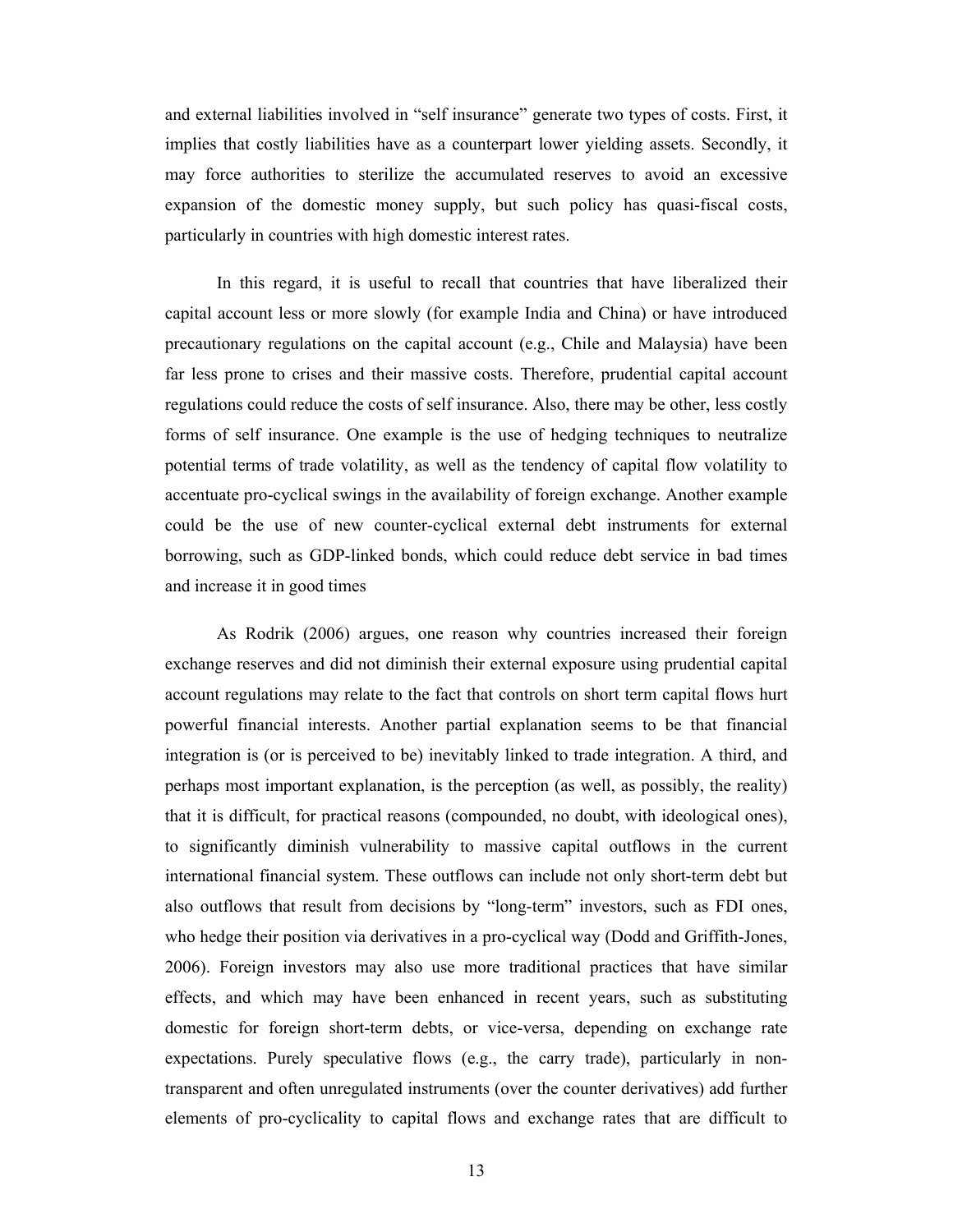and external liabilities involved in "self insurance" generate two types of costs. First, it implies that costly liabilities have as a counterpart lower yielding assets. Secondly, it may force authorities to sterilize the accumulated reserves to avoid an excessive expansion of the domestic money supply, but such policy has quasi-fiscal costs, particularly in countries with high domestic interest rates.

In this regard, it is useful to recall that countries that have liberalized their capital account less or more slowly (for example India and China) or have introduced precautionary regulations on the capital account (e.g., Chile and Malaysia) have been far less prone to crises and their massive costs. Therefore, prudential capital account regulations could reduce the costs of self insurance. Also, there may be other, less costly forms of self insurance. One example is the use of hedging techniques to neutralize potential terms of trade volatility, as well as the tendency of capital flow volatility to accentuate pro-cyclical swings in the availability of foreign exchange. Another example could be the use of new counter-cyclical external debt instruments for external borrowing, such as GDP-linked bonds, which could reduce debt service in bad times and increase it in good times

As Rodrik (2006) argues, one reason why countries increased their foreign exchange reserves and did not diminish their external exposure using prudential capital account regulations may relate to the fact that controls on short term capital flows hurt powerful financial interests. Another partial explanation seems to be that financial integration is (or is perceived to be) inevitably linked to trade integration. A third, and perhaps most important explanation, is the perception (as well, as possibly, the reality) that it is difficult, for practical reasons (compounded, no doubt, with ideological ones), to significantly diminish vulnerability to massive capital outflows in the current international financial system. These outflows can include not only short-term debt but also outflows that result from decisions by "long-term" investors, such as FDI ones, who hedge their position via derivatives in a pro-cyclical way (Dodd and Griffith-Jones, 2006). Foreign investors may also use more traditional practices that have similar effects, and which may have been enhanced in recent years, such as substituting domestic for foreign short-term debts, or vice-versa, depending on exchange rate expectations. Purely speculative flows (e.g., the carry trade), particularly in non-transparent and often unregulated instruments (over the counter derivatives) add further elements of pro-cyclicality to capital flows and exchange rates that are difficult to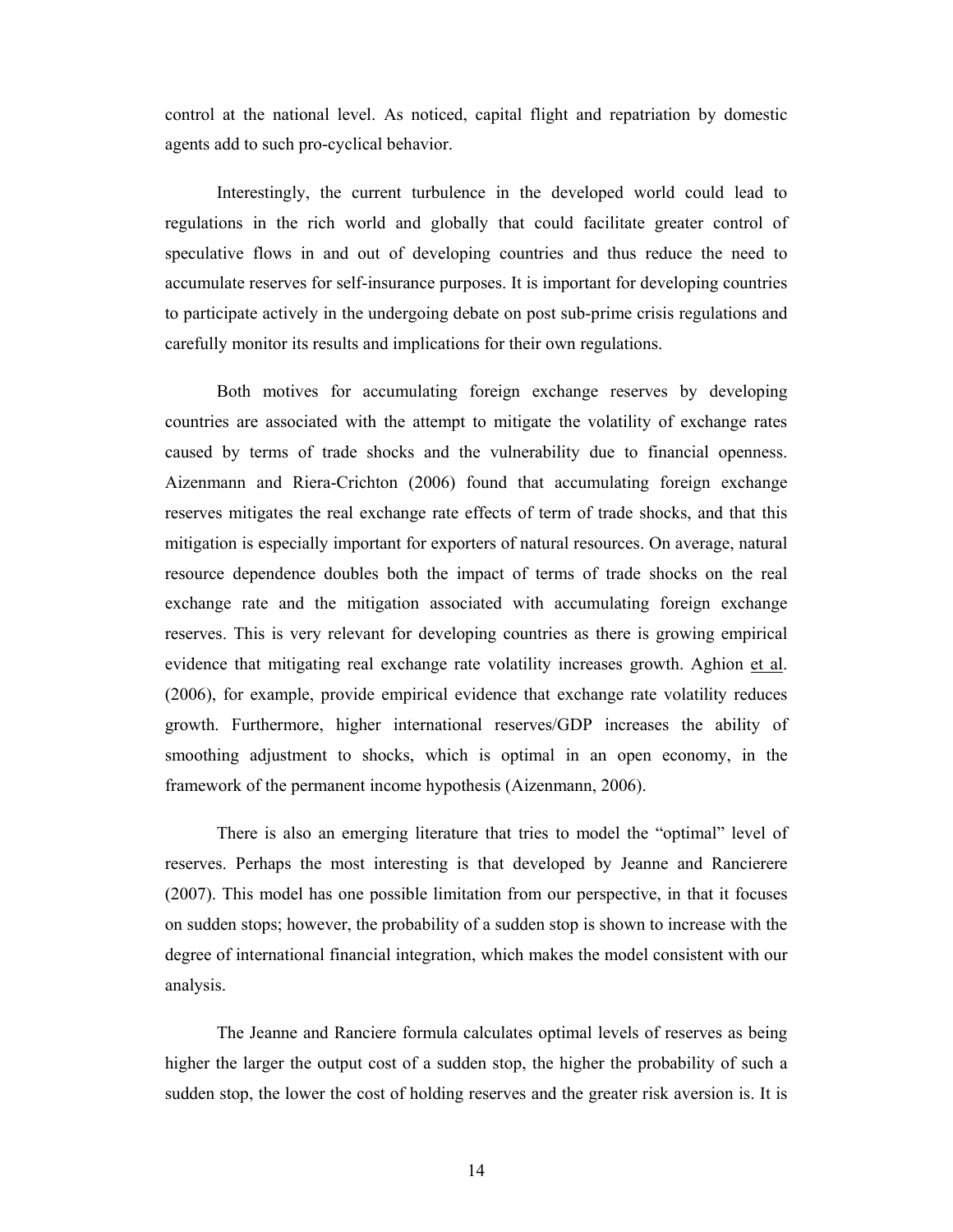control at the national level. As noticed, capital flight and repatriation by domestic agents add to such pro-cyclical behavior.

Interestingly, the current turbulence in the developed world could lead to regulations in the rich world and globally that could facilitate greater control of speculative flows in and out of developing countries and thus reduce the need to accumulate reserves for self-insurance purposes. It is important for developing countries to participate actively in the undergoing debate on post sub-prime crisis regulations and carefully monitor its results and implications for their own regulations.

Both motives for accumulating foreign exchange reserves by developing countries are associated with the attempt to mitigate the volatility of exchange rates caused by terms of trade shocks and the vulnerability due to financial openness. Aizenmann and Riera-Crichton (2006) found that accumulating foreign exchange reserves mitigates the real exchange rate effects of term of trade shocks, and that this mitigation is especially important for exporters of natural resources. On average, natural resource dependence doubles both the impact of terms of trade shocks on the real exchange rate and the mitigation associated with accumulating foreign exchange reserves. This is very relevant for developing countries as there is growing empirical evidence that mitigating real exchange rate volatility increases growth. Aghion et al. (2006), for example, provide empirical evidence that exchange rate volatility reduces growth. Furthermore, higher international reserves/GDP increases the ability of smoothing adjustment to shocks, which is optimal in an open economy, in the framework of the permanent income hypothesis (Aizenmann, 2006).

There is also an emerging literature that tries to model the "optimal" level of reserves. Perhaps the most interesting is that developed by Jeanne and Rancierere (2007). This model has one possible limitation from our perspective, in that it focuses on sudden stops; however, the probability of a sudden stop is shown to increase with the degree of international financial integration, which makes the model consistent with our analysis.

The Jeanne and Ranciere formula calculates optimal levels of reserves as being higher the larger the output cost of a sudden stop, the higher the probability of such a sudden stop, the lower the cost of holding reserves and the greater risk aversion is. It is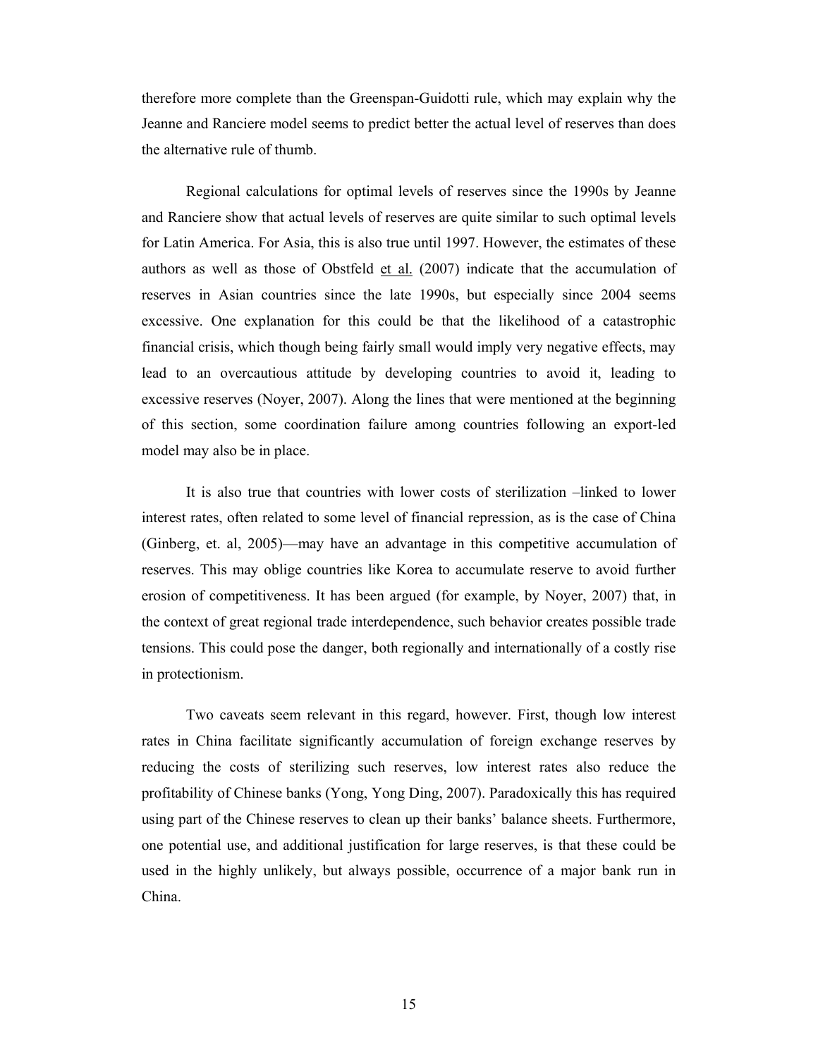therefore more complete than the Greenspan-Guidotti rule, which may explain why the Jeanne and Ranciere model seems to predict better the actual level of reserves than does the alternative rule of thumb.

Regional calculations for optimal levels of reserves since the 1990s by Jeanne and Ranciere show that actual levels of reserves are quite similar to such optimal levels for Latin America. For Asia, this is also true until 1997. However, the estimates of these authors as well as those of Obstfeld et al. (2007) indicate that the accumulation of reserves in Asian countries since the late 1990s, but especially since 2004 seems excessive. One explanation for this could be that the likelihood of a catastrophic financial crisis, which though being fairly small would imply very negative effects, may lead to an overcautious attitude by developing countries to avoid it, leading to excessive reserves (Noyer, 2007). Along the lines that were mentioned at the beginning of this section, some coordination failure among countries following an export-led model may also be in place.

It is also true that countries with lower costs of sterilization –linked to lower interest rates, often related to some level of financial repression, as is the case of China (Ginberg, et. al, 2005)—may have an advantage in this competitive accumulation of reserves. This may oblige countries like Korea to accumulate reserve to avoid further erosion of competitiveness. It has been argued (for example, by Noyer, 2007) that, in the context of great regional trade interdependence, such behavior creates possible trade tensions. This could pose the danger, both regionally and internationally of a costly rise in protectionism.

Two caveats seem relevant in this regard, however. First, though low interest rates in China facilitate significantly accumulation of foreign exchange reserves by reducing the costs of sterilizing such reserves, low interest rates also reduce the profitability of Chinese banks (Yong, Yong Ding, 2007). Paradoxically this has required using part of the Chinese reserves to clean up their banks' balance sheets. Furthermore, one potential use, and additional justification for large reserves, is that these could be used in the highly unlikely, but always possible, occurrence of a major bank run in China.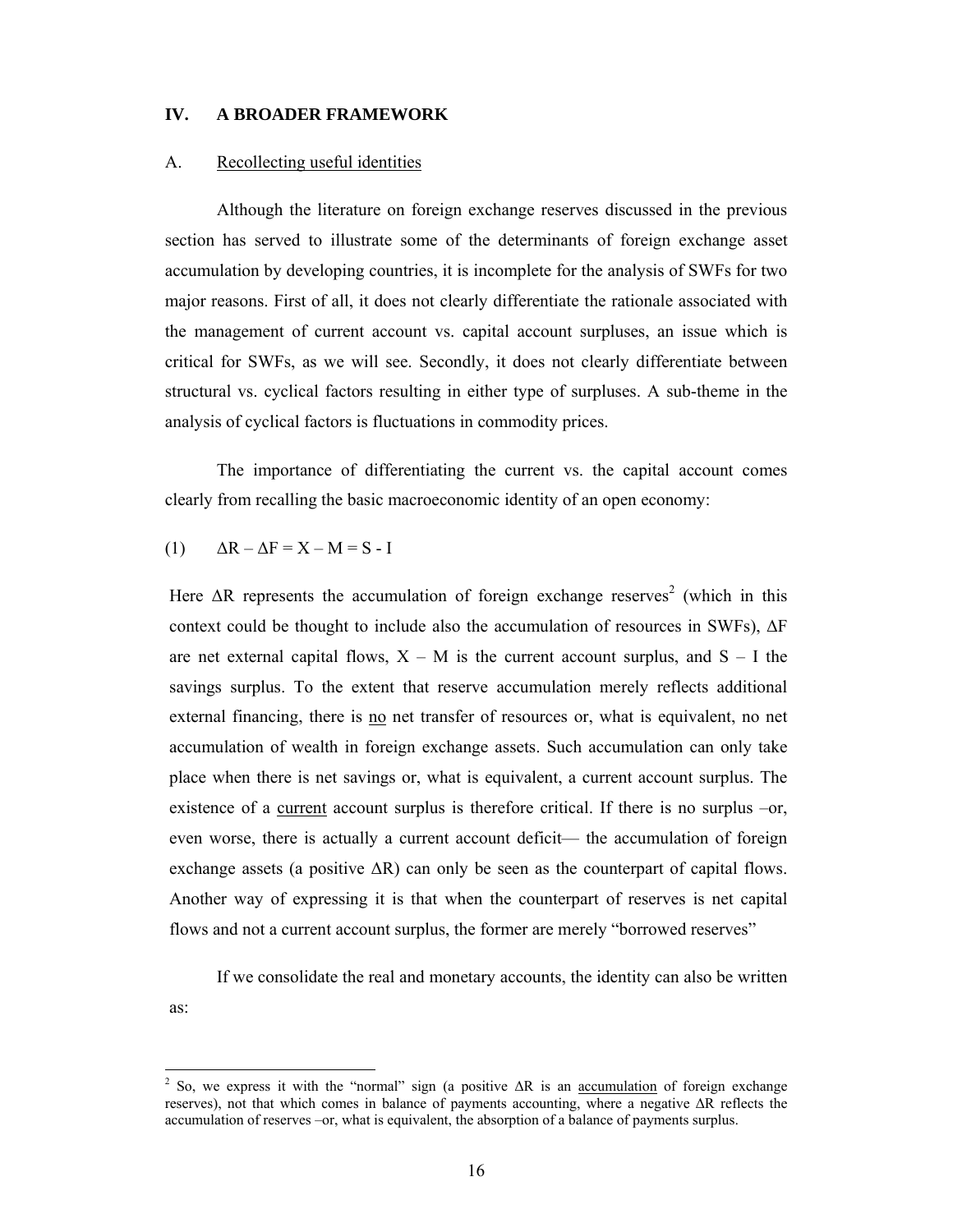## IV. A BROADER FRAMEWORK

### A. Recollecting useful identities

Although the literature on foreign exchange reserves discussed in the previous section has served to illustrate some of the determinants of foreign exchange asset accumulation by developing countries, it is incomplete for the analysis of SWFs for two major reasons. First of all, it does not clearly differentiate the rationale associated with the management of current account vs. capital account surpluses, an issue which is critical for SWFs, as we will see. Secondly, it does not clearly differentiate between structural vs. cyclical factors resulting in either type of surpluses. A sub-theme in the analysis of cyclical factors is fluctuations in commodity prices.

The importance of differentiating the current vs. the capital account comes clearly from recalling the basic macroeconomic identity of an open economy:

$$(1) \qquad \Delta R - \Delta F = X - M = S - I$$

Here $\Delta R$ represents the accumulation of foreign exchange reserves[2] (which in this context could be thought to include also the accumulation of resources in SWFs), $\Delta F$ are net external capital flows, $X - M$ is the current account surplus, and $S - I$ the savings surplus. To the extent that reserve accumulation merely reflects additional external financing, there is no net transfer of resources or, what is equivalent, no net accumulation of wealth in foreign exchange assets. Such accumulation can only take place when there is net savings or, what is equivalent, a current account surplus. The existence of a current account surplus is therefore critical. If there is no surplus –or, even worse, there is actually a current account deficit— the accumulation of foreign exchange assets (a positive $\Delta R$) can only be seen as the counterpart of capital flows. Another way of expressing it is that when the counterpart of reserves is net capital flows and not a current account surplus, the former are merely "borrowed reserves"

If we consolidate the real and monetary accounts, the identity can also be written as:

[2] So, we express it with the "normal" sign (a positive $\Delta R$ is an accumulation of foreign exchange reserves), not that which comes in balance of payments accounting, where a negative $\Delta R$ reflects the accumulation of reserves –or, what is equivalent, the absorption of a balance of payments surplus.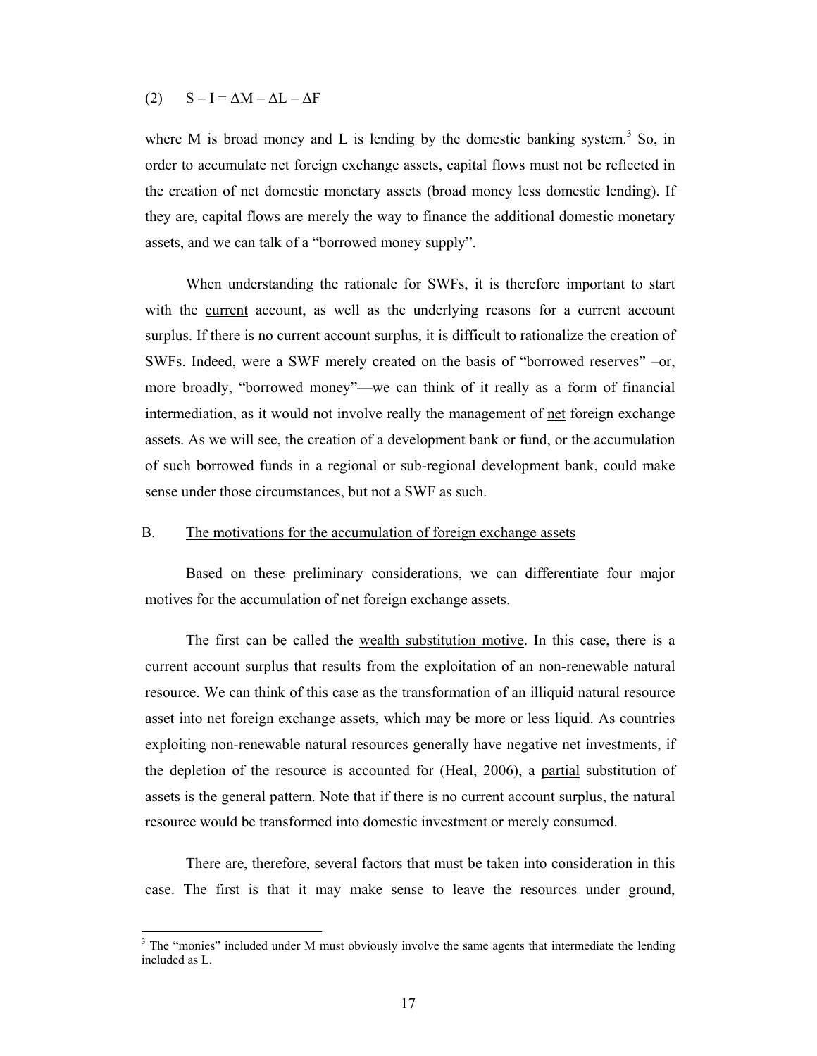$$(2) \quad S - I = \Delta M - \Delta L - \Delta F$$

where M is broad money and L is lending by the domestic banking system.[3] So, in order to accumulate net foreign exchange assets, capital flows must not be reflected in the creation of net domestic monetary assets (broad money less domestic lending). If they are, capital flows are merely the way to finance the additional domestic monetary assets, and we can talk of a "borrowed money supply".

When understanding the rationale for SWFs, it is therefore important to start with the current account, as well as the underlying reasons for a current account surplus. If there is no current account surplus, it is difficult to rationalize the creation of SWFs. Indeed, were a SWF merely created on the basis of "borrowed reserves" –or, more broadly, "borrowed money"—we can think of it really as a form of financial intermediation, as it would not involve really the management of net foreign exchange assets. As we will see, the creation of a development bank or fund, or the accumulation of such borrowed funds in a regional or sub-regional development bank, could make sense under those circumstances, but not a SWF as such.

## B. The motivations for the accumulation of foreign exchange assets

Based on these preliminary considerations, we can differentiate four major motives for the accumulation of net foreign exchange assets.

The first can be called the wealth substitution motive. In this case, there is a current account surplus that results from the exploitation of an non-renewable natural resource. We can think of this case as the transformation of an illiquid natural resource asset into net foreign exchange assets, which may be more or less liquid. As countries exploiting non-renewable natural resources generally have negative net investments, if the depletion of the resource is accounted for (Heal, 2006), a partial substitution of assets is the general pattern. Note that if there is no current account surplus, the natural resource would be transformed into domestic investment or merely consumed.

There are, therefore, several factors that must be taken into consideration in this case. The first is that it may make sense to leave the resources under ground,

[3] The "monies" included under M must obviously involve the same agents that intermediate the lending included as L.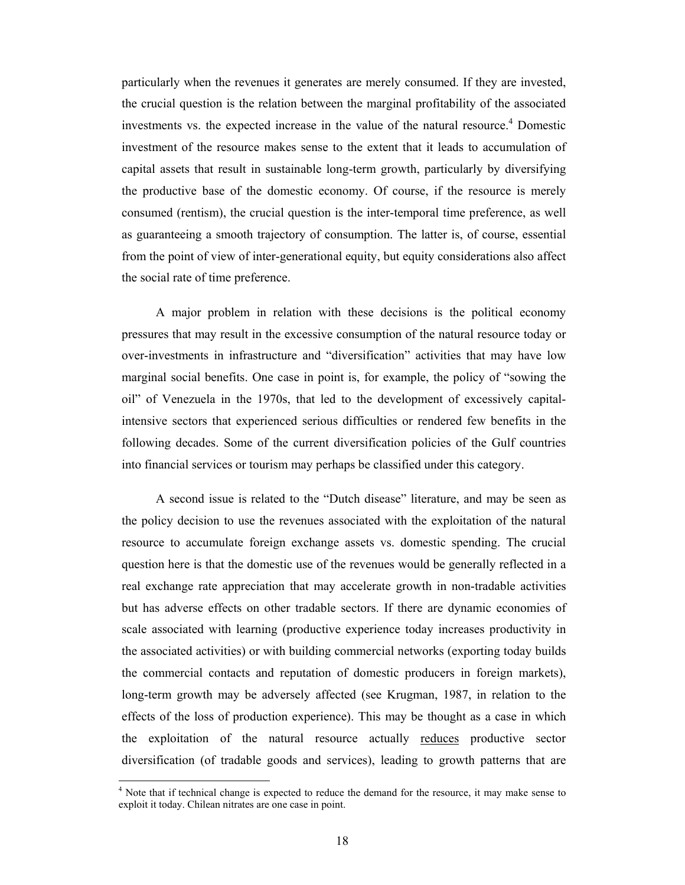particularly when the revenues it generates are merely consumed. If they are invested, the crucial question is the relation between the marginal profitability of the associated investments vs. the expected increase in the value of the natural resource.[4] Domestic investment of the resource makes sense to the extent that it leads to accumulation of capital assets that result in sustainable long-term growth, particularly by diversifying the productive base of the domestic economy. Of course, if the resource is merely consumed (rentism), the crucial question is the inter-temporal time preference, as well as guaranteeing a smooth trajectory of consumption. The latter is, of course, essential from the point of view of inter-generational equity, but equity considerations also affect the social rate of time preference.

A major problem in relation with these decisions is the political economy pressures that may result in the excessive consumption of the natural resource today or over-investments in infrastructure and "diversification" activities that may have low marginal social benefits. One case in point is, for example, the policy of "sowing the oil" of Venezuela in the 1970s, that led to the development of excessively capital-intensive sectors that experienced serious difficulties or rendered few benefits in the following decades. Some of the current diversification policies of the Gulf countries into financial services or tourism may perhaps be classified under this category.

A second issue is related to the "Dutch disease" literature, and may be seen as the policy decision to use the revenues associated with the exploitation of the natural resource to accumulate foreign exchange assets vs. domestic spending. The crucial question here is that the domestic use of the revenues would be generally reflected in a real exchange rate appreciation that may accelerate growth in non-tradable activities but has adverse effects on other tradable sectors. If there are dynamic economies of scale associated with learning (productive experience today increases productivity in the associated activities) or with building commercial networks (exporting today builds the commercial contacts and reputation of domestic producers in foreign markets), long-term growth may be adversely affected (see Krugman, 1987, in relation to the effects of the loss of production experience). This may be thought as a case in which the exploitation of the natural resource actually <u>reduces</u> productive sector diversification (of tradable goods and services), leading to growth patterns that are

---

[4] Note that if technical change is expected to reduce the demand for the resource, it may make sense to exploit it today. Chilean nitrates are one case in point.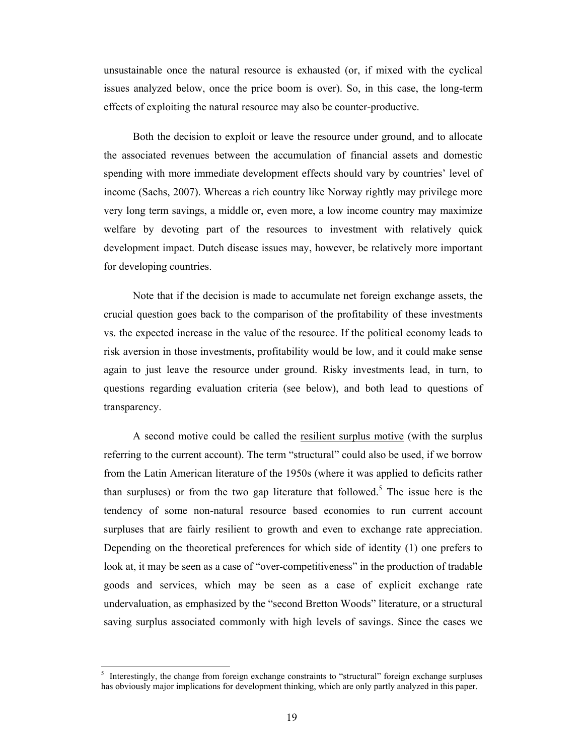unsustainable once the natural resource is exhausted (or, if mixed with the cyclical issues analyzed below, once the price boom is over). So, in this case, the long-term effects of exploiting the natural resource may also be counter-productive.

Both the decision to exploit or leave the resource under ground, and to allocate the associated revenues between the accumulation of financial assets and domestic spending with more immediate development effects should vary by countries' level of income (Sachs, 2007). Whereas a rich country like Norway rightly may privilege more very long term savings, a middle or, even more, a low income country may maximize welfare by devoting part of the resources to investment with relatively quick development impact. Dutch disease issues may, however, be relatively more important for developing countries.

Note that if the decision is made to accumulate net foreign exchange assets, the crucial question goes back to the comparison of the profitability of these investments vs. the expected increase in the value of the resource. If the political economy leads to risk aversion in those investments, profitability would be low, and it could make sense again to just leave the resource under ground. Risky investments lead, in turn, to questions regarding evaluation criteria (see below), and both lead to questions of transparency.

A second motive could be called the <u>resilient surplus motive</u> (with the surplus referring to the current account). The term "structural" could also be used, if we borrow from the Latin American literature of the 1950s (where it was applied to deficits rather than surpluses) or from the two gap literature that followed.[5] The issue here is the tendency of some non-natural resource based economies to run current account surpluses that are fairly resilient to growth and even to exchange rate appreciation. Depending on the theoretical preferences for which side of identity (1) one prefers to look at, it may be seen as a case of "over-competitiveness" in the production of tradable goods and services, which may be seen as a case of explicit exchange rate undervaluation, as emphasized by the "second Bretton Woods" literature, or a structural saving surplus associated commonly with high levels of savings. Since the cases we

[5] Interestingly, the change from foreign exchange constraints to "structural" foreign exchange surpluses has obviously major implications for development thinking, which are only partly analyzed in this paper.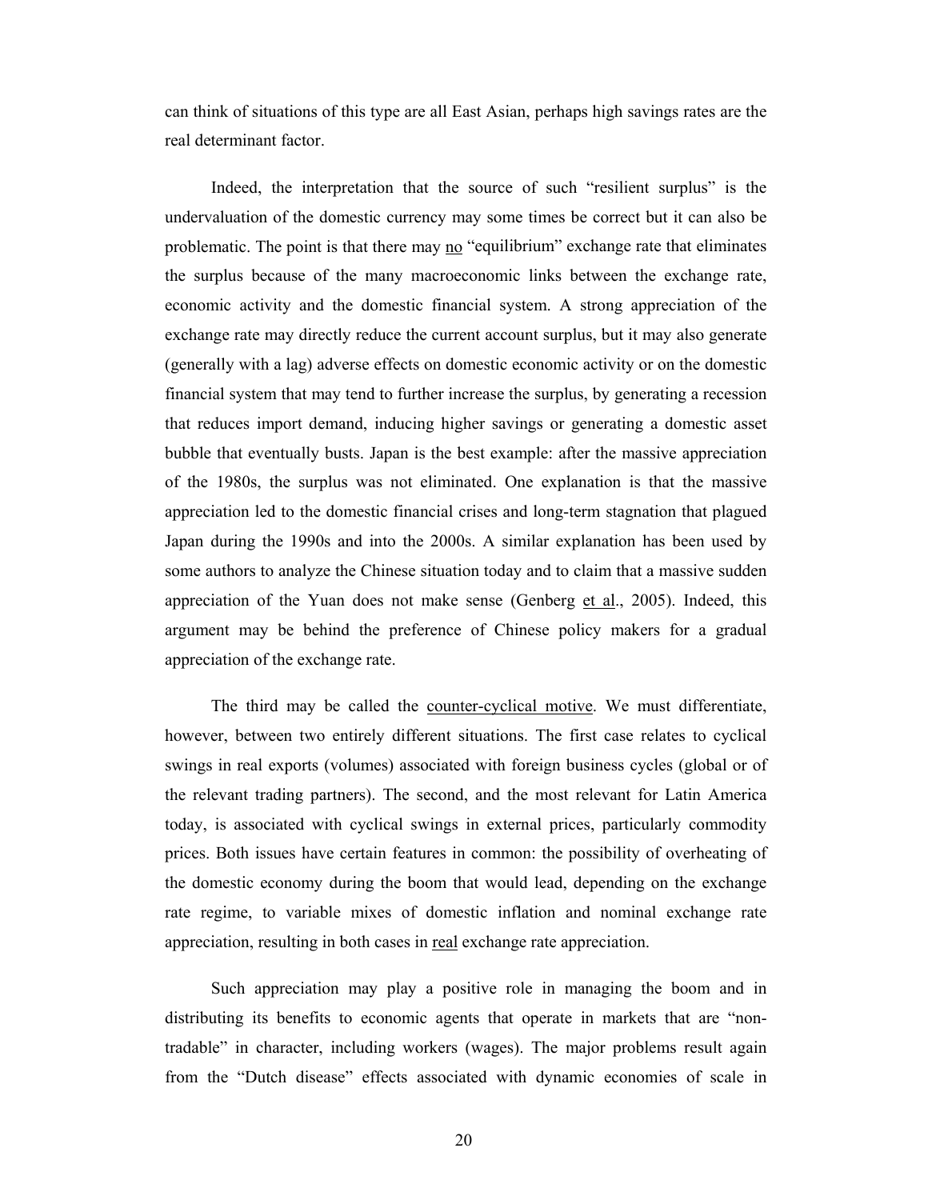can think of situations of this type are all East Asian, perhaps high savings rates are the real determinant factor.

Indeed, the interpretation that the source of such "resilient surplus" is the undervaluation of the domestic currency may some times be correct but it can also be problematic. The point is that there may <u>no</u> "equilibrium" exchange rate that eliminates the surplus because of the many macroeconomic links between the exchange rate, economic activity and the domestic financial system. A strong appreciation of the exchange rate may directly reduce the current account surplus, but it may also generate (generally with a lag) adverse effects on domestic economic activity or on the domestic financial system that may tend to further increase the surplus, by generating a recession that reduces import demand, inducing higher savings or generating a domestic asset bubble that eventually busts. Japan is the best example: after the massive appreciation of the 1980s, the surplus was not eliminated. One explanation is that the massive appreciation led to the domestic financial crises and long-term stagnation that plagued Japan during the 1990s and into the 2000s. A similar explanation has been used by some authors to analyze the Chinese situation today and to claim that a massive sudden appreciation of the Yuan does not make sense (Genberg <u>et al</u>., 2005). Indeed, this argument may be behind the preference of Chinese policy makers for a gradual appreciation of the exchange rate.

The third may be called the <u>counter-cyclical motive</u>. We must differentiate, however, between two entirely different situations. The first case relates to cyclical swings in real exports (volumes) associated with foreign business cycles (global or of the relevant trading partners). The second, and the most relevant for Latin America today, is associated with cyclical swings in external prices, particularly commodity prices. Both issues have certain features in common: the possibility of overheating of the domestic economy during the boom that would lead, depending on the exchange rate regime, to variable mixes of domestic inflation and nominal exchange rate appreciation, resulting in both cases in <u>real</u> exchange rate appreciation.

Such appreciation may play a positive role in managing the boom and in distributing its benefits to economic agents that operate in markets that are "non-tradable" in character, including workers (wages). The major problems result again from the "Dutch disease" effects associated with dynamic economies of scale in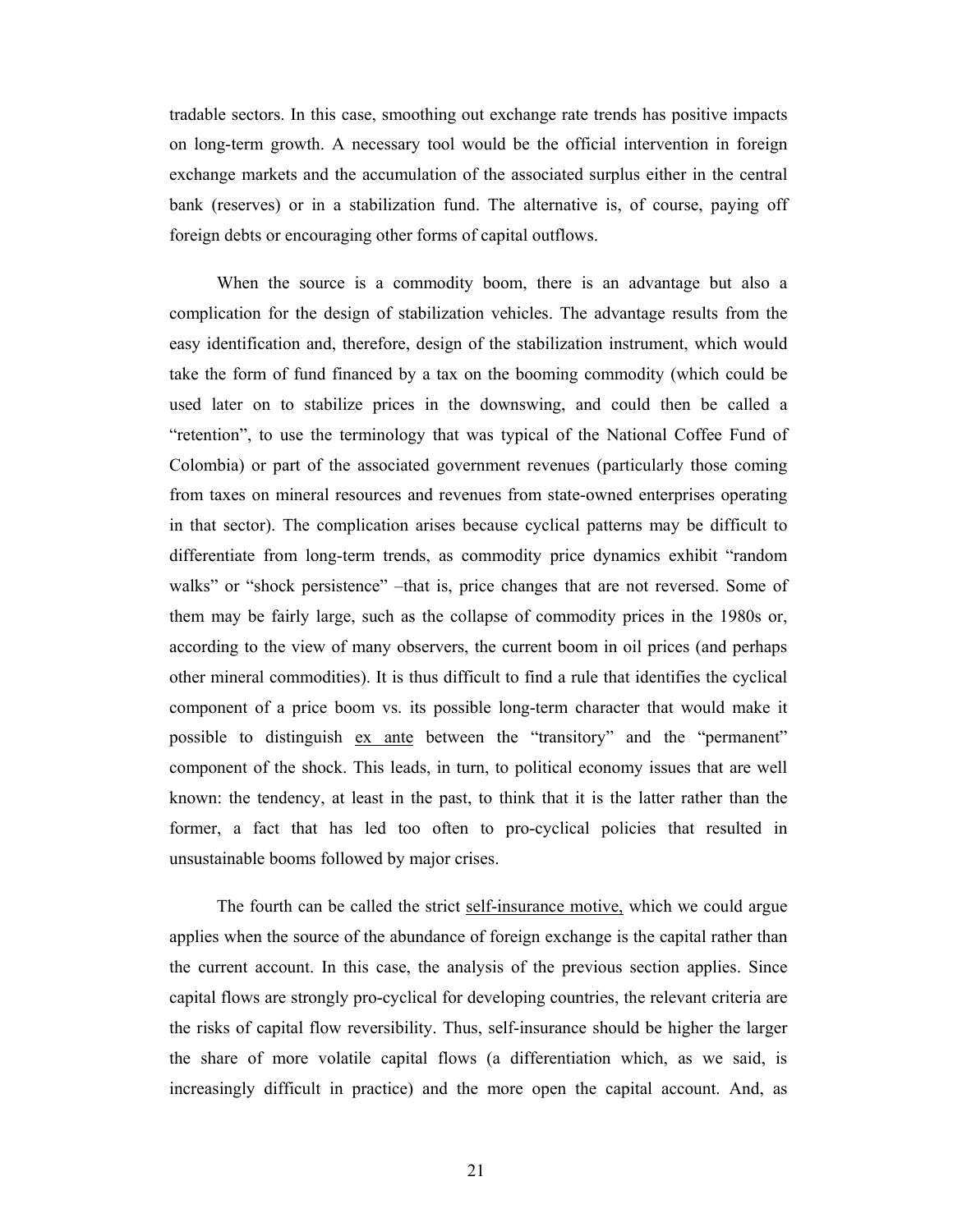tradable sectors. In this case, smoothing out exchange rate trends has positive impacts on long-term growth. A necessary tool would be the official intervention in foreign exchange markets and the accumulation of the associated surplus either in the central bank (reserves) or in a stabilization fund. The alternative is, of course, paying off foreign debts or encouraging other forms of capital outflows.

When the source is a commodity boom, there is an advantage but also a complication for the design of stabilization vehicles. The advantage results from the easy identification and, therefore, design of the stabilization instrument, which would take the form of fund financed by a tax on the booming commodity (which could be used later on to stabilize prices in the downswing, and could then be called a "retention", to use the terminology that was typical of the National Coffee Fund of Colombia) or part of the associated government revenues (particularly those coming from taxes on mineral resources and revenues from state-owned enterprises operating in that sector). The complication arises because cyclical patterns may be difficult to differentiate from long-term trends, as commodity price dynamics exhibit "random walks" or "shock persistence" –that is, price changes that are not reversed. Some of them may be fairly large, such as the collapse of commodity prices in the 1980s or, according to the view of many observers, the current boom in oil prices (and perhaps other mineral commodities). It is thus difficult to find a rule that identifies the cyclical component of a price boom vs. its possible long-term character that would make it possible to distinguish ex ante between the "transitory" and the "permanent" component of the shock. This leads, in turn, to political economy issues that are well known: the tendency, at least in the past, to think that it is the latter rather than the former, a fact that has led too often to pro-cyclical policies that resulted in unsustainable booms followed by major crises.

The fourth can be called the strict self-insurance motive, which we could argue applies when the source of the abundance of foreign exchange is the capital rather than the current account. In this case, the analysis of the previous section applies. Since capital flows are strongly pro-cyclical for developing countries, the relevant criteria are the risks of capital flow reversibility. Thus, self-insurance should be higher the larger the share of more volatile capital flows (a differentiation which, as we said, is increasingly difficult in practice) and the more open the capital account. And, as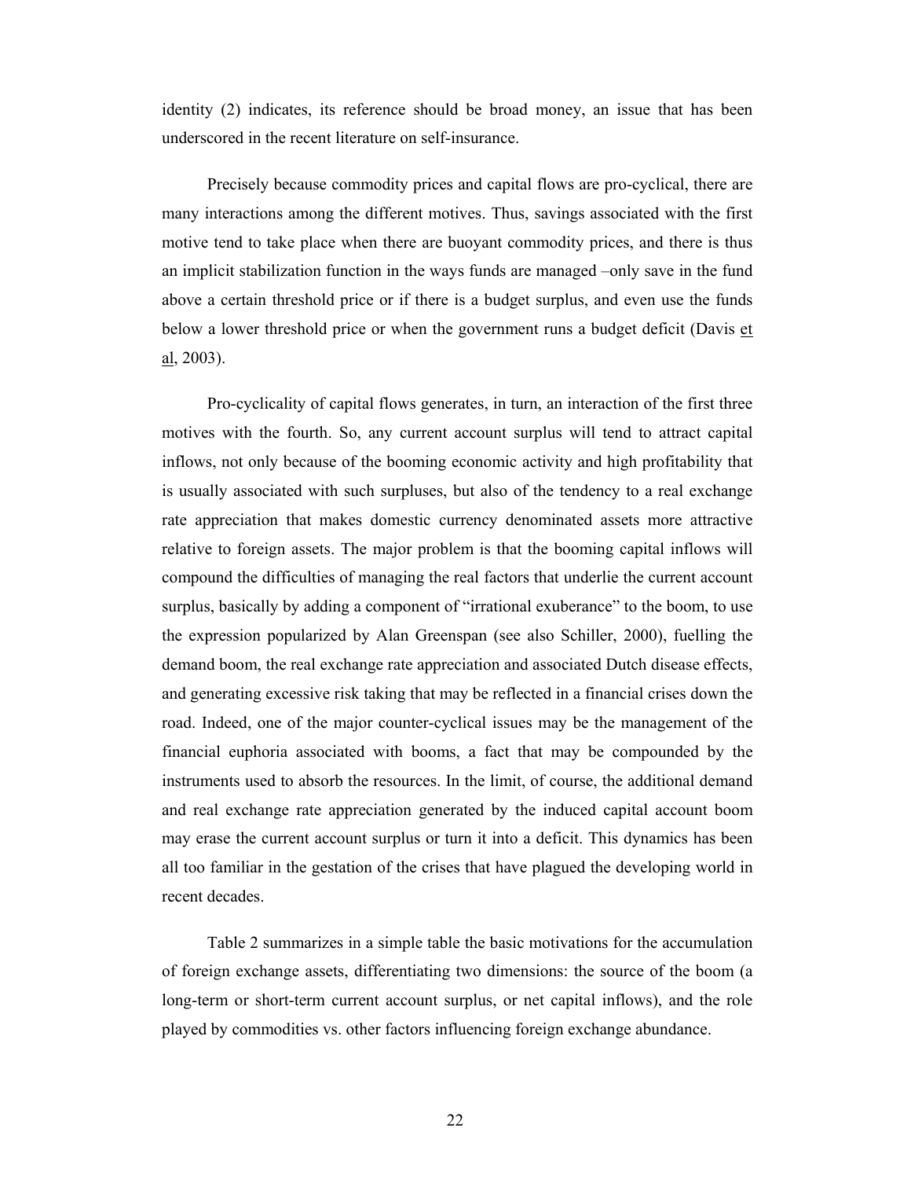identity (2) indicates, its reference should be broad money, an issue that has been underscored in the recent literature on self-insurance.

Precisely because commodity prices and capital flows are pro-cyclical, there are many interactions among the different motives. Thus, savings associated with the first motive tend to take place when there are buoyant commodity prices, and there is thus an implicit stabilization function in the ways funds are managed –only save in the fund above a certain threshold price or if there is a budget surplus, and even use the funds below a lower threshold price or when the government runs a budget deficit (Davis et al, 2003).

Pro-cyclicality of capital flows generates, in turn, an interaction of the first three motives with the fourth. So, any current account surplus will tend to attract capital inflows, not only because of the booming economic activity and high profitability that is usually associated with such surpluses, but also of the tendency to a real exchange rate appreciation that makes domestic currency denominated assets more attractive relative to foreign assets. The major problem is that the booming capital inflows will compound the difficulties of managing the real factors that underlie the current account surplus, basically by adding a component of "irrational exuberance" to the boom, to use the expression popularized by Alan Greenspan (see also Schiller, 2000), fuelling the demand boom, the real exchange rate appreciation and associated Dutch disease effects, and generating excessive risk taking that may be reflected in a financial crises down the road. Indeed, one of the major counter-cyclical issues may be the management of the financial euphoria associated with booms, a fact that may be compounded by the instruments used to absorb the resources. In the limit, of course, the additional demand and real exchange rate appreciation generated by the induced capital account boom may erase the current account surplus or turn it into a deficit. This dynamics has been all too familiar in the gestation of the crises that have plagued the developing world in recent decades.

Table 2 summarizes in a simple table the basic motivations for the accumulation of foreign exchange assets, differentiating two dimensions: the source of the boom (a long-term or short-term current account surplus, or net capital inflows), and the role played by commodities vs. other factors influencing foreign exchange abundance.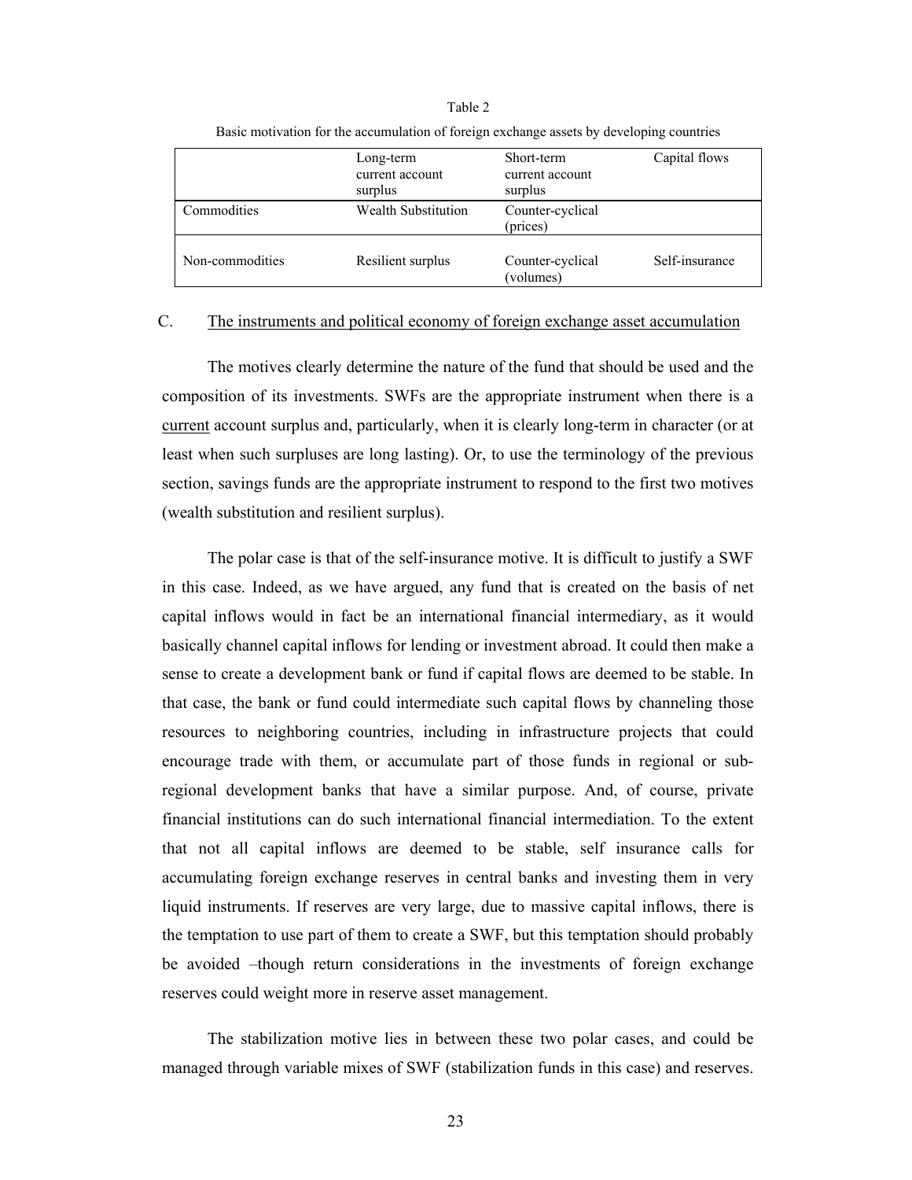Table 2

Basic motivation for the accumulation of foreign exchange assets by developing countries

| | Long-term current account surplus | Short-term current account surplus | Capital flows |
|---|---|---|---|
| Commodities | Wealth Substitution | Counter-cyclical (prices) | |
| Non-commodities | Resilient surplus | Counter-cyclical (volumes) | Self-insurance |

## C. <u>The instruments and political economy of foreign exchange asset accumulation</u>

The motives clearly determine the nature of the fund that should be used and the composition of its investments. SWFs are the appropriate instrument when there is a <u>current</u> account surplus and, particularly, when it is clearly long-term in character (or at least when such surpluses are long lasting). Or, to use the terminology of the previous section, savings funds are the appropriate instrument to respond to the first two motives (wealth substitution and resilient surplus).

The polar case is that of the self-insurance motive. It is difficult to justify a SWF in this case. Indeed, as we have argued, any fund that is created on the basis of net capital inflows would in fact be an international financial intermediary, as it would basically channel capital inflows for lending or investment abroad. It could then make a sense to create a development bank or fund if capital flows are deemed to be stable. In that case, the bank or fund could intermediate such capital flows by channeling those resources to neighboring countries, including in infrastructure projects that could encourage trade with them, or accumulate part of those funds in regional or sub-regional development banks that have a similar purpose. And, of course, private financial institutions can do such international financial intermediation. To the extent that not all capital inflows are deemed to be stable, self insurance calls for accumulating foreign exchange reserves in central banks and investing them in very liquid instruments. If reserves are very large, due to massive capital inflows, there is the temptation to use part of them to create a SWF, but this temptation should probably be avoided –though return considerations in the investments of foreign exchange reserves could weight more in reserve asset management.

The stabilization motive lies in between these two polar cases, and could be managed through variable mixes of SWF (stabilization funds in this case) and reserves.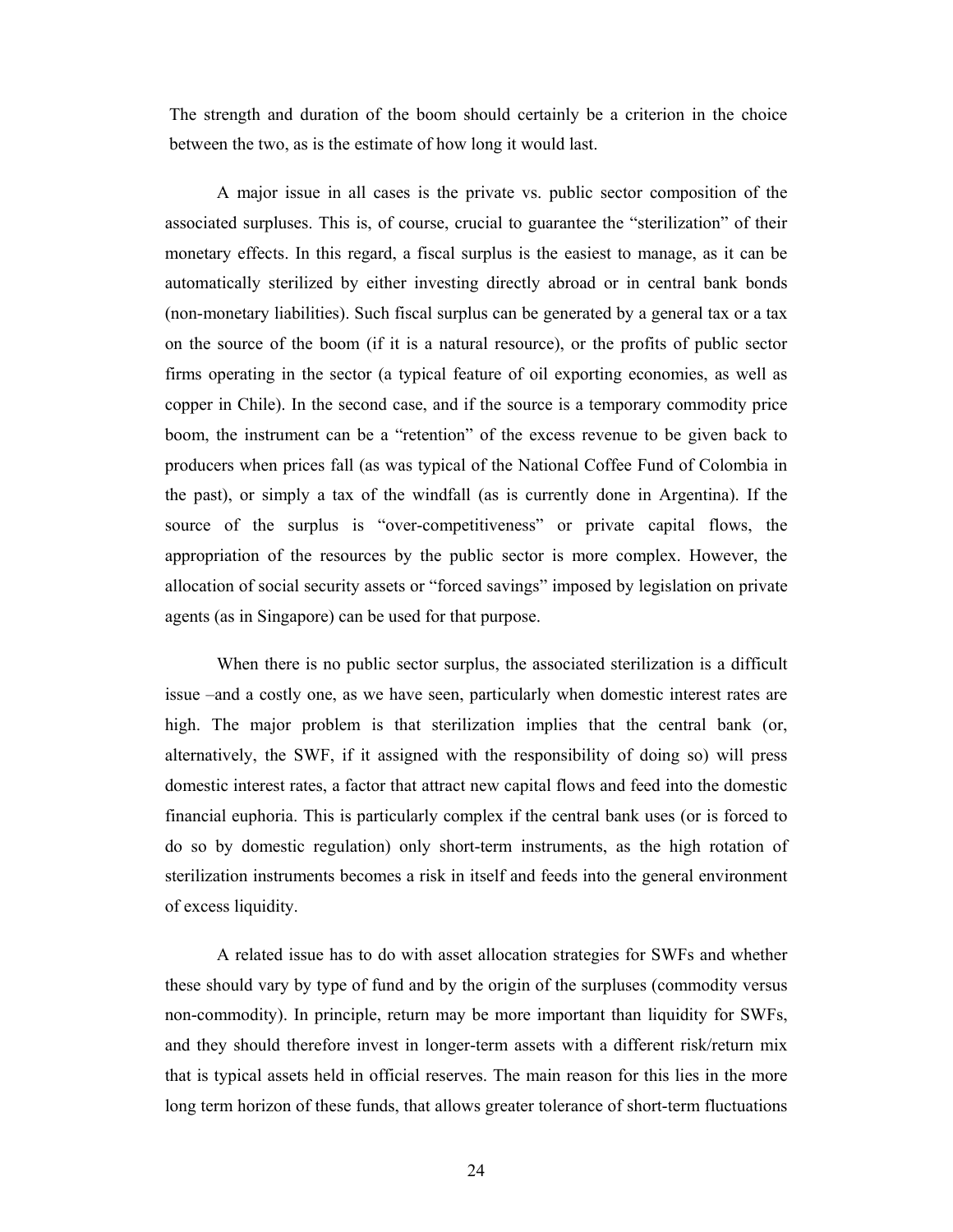The strength and duration of the boom should certainly be a criterion in the choice between the two, as is the estimate of how long it would last.

A major issue in all cases is the private vs. public sector composition of the associated surpluses. This is, of course, crucial to guarantee the "sterilization" of their monetary effects. In this regard, a fiscal surplus is the easiest to manage, as it can be automatically sterilized by either investing directly abroad or in central bank bonds (non-monetary liabilities). Such fiscal surplus can be generated by a general tax or a tax on the source of the boom (if it is a natural resource), or the profits of public sector firms operating in the sector (a typical feature of oil exporting economies, as well as copper in Chile). In the second case, and if the source is a temporary commodity price boom, the instrument can be a "retention" of the excess revenue to be given back to producers when prices fall (as was typical of the National Coffee Fund of Colombia in the past), or simply a tax of the windfall (as is currently done in Argentina). If the source of the surplus is "over-competitiveness" or private capital flows, the appropriation of the resources by the public sector is more complex. However, the allocation of social security assets or "forced savings" imposed by legislation on private agents (as in Singapore) can be used for that purpose.

When there is no public sector surplus, the associated sterilization is a difficult issue –and a costly one, as we have seen, particularly when domestic interest rates are high. The major problem is that sterilization implies that the central bank (or, alternatively, the SWF, if it assigned with the responsibility of doing so) will press domestic interest rates, a factor that attract new capital flows and feed into the domestic financial euphoria. This is particularly complex if the central bank uses (or is forced to do so by domestic regulation) only short-term instruments, as the high rotation of sterilization instruments becomes a risk in itself and feeds into the general environment of excess liquidity.

A related issue has to do with asset allocation strategies for SWFs and whether these should vary by type of fund and by the origin of the surpluses (commodity versus non-commodity). In principle, return may be more important than liquidity for SWFs, and they should therefore invest in longer-term assets with a different risk/return mix that is typical assets held in official reserves. The main reason for this lies in the more long term horizon of these funds, that allows greater tolerance of short-term fluctuations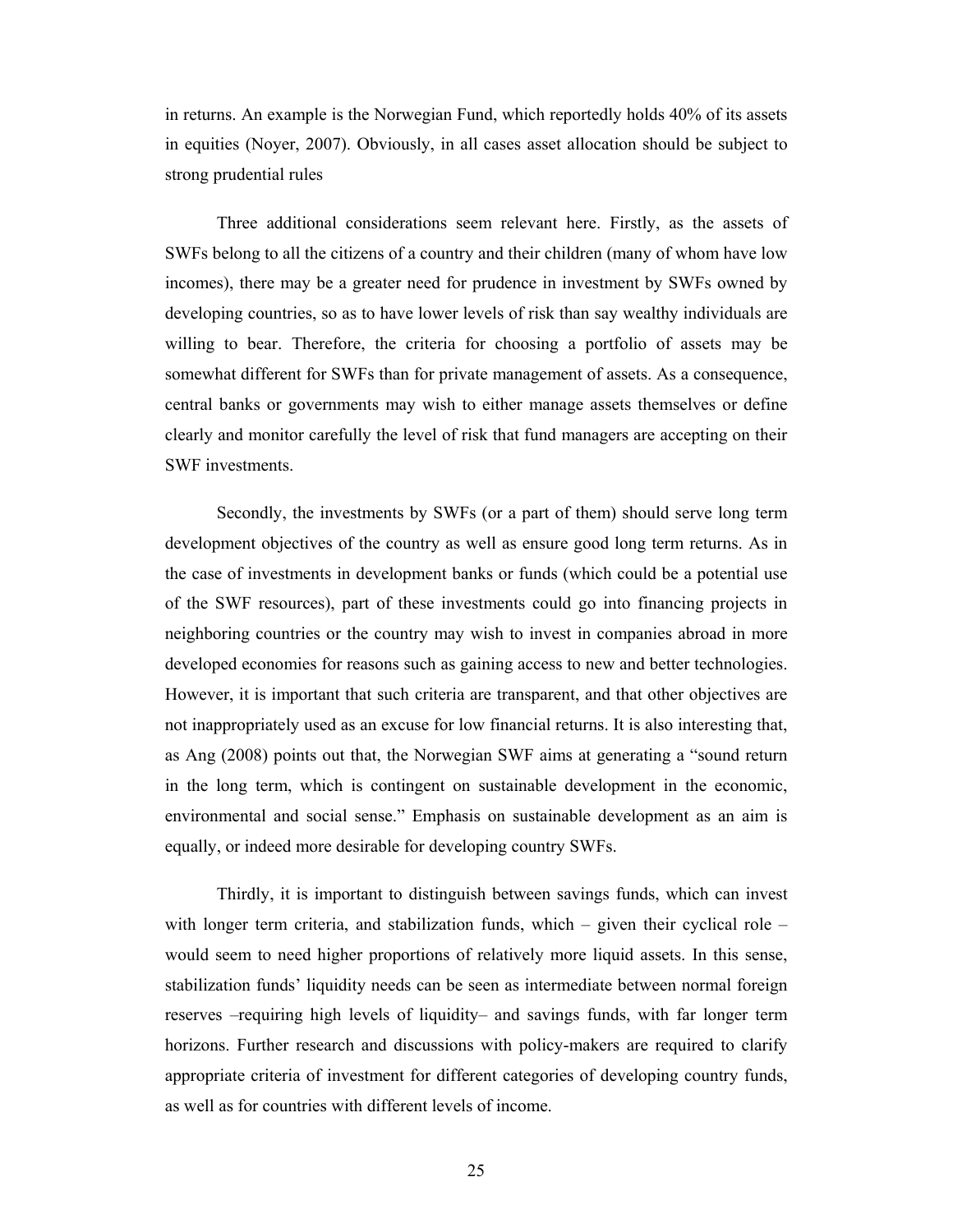in returns. An example is the Norwegian Fund, which reportedly holds 40% of its assets in equities (Noyer, 2007). Obviously, in all cases asset allocation should be subject to strong prudential rules

Three additional considerations seem relevant here. Firstly, as the assets of SWFs belong to all the citizens of a country and their children (many of whom have low incomes), there may be a greater need for prudence in investment by SWFs owned by developing countries, so as to have lower levels of risk than say wealthy individuals are willing to bear. Therefore, the criteria for choosing a portfolio of assets may be somewhat different for SWFs than for private management of assets. As a consequence, central banks or governments may wish to either manage assets themselves or define clearly and monitor carefully the level of risk that fund managers are accepting on their SWF investments.

Secondly, the investments by SWFs (or a part of them) should serve long term development objectives of the country as well as ensure good long term returns. As in the case of investments in development banks or funds (which could be a potential use of the SWF resources), part of these investments could go into financing projects in neighboring countries or the country may wish to invest in companies abroad in more developed economies for reasons such as gaining access to new and better technologies. However, it is important that such criteria are transparent, and that other objectives are not inappropriately used as an excuse for low financial returns. It is also interesting that, as Ang (2008) points out that, the Norwegian SWF aims at generating a "sound return in the long term, which is contingent on sustainable development in the economic, environmental and social sense." Emphasis on sustainable development as an aim is equally, or indeed more desirable for developing country SWFs.

Thirdly, it is important to distinguish between savings funds, which can invest with longer term criteria, and stabilization funds, which – given their cyclical role – would seem to need higher proportions of relatively more liquid assets. In this sense, stabilization funds' liquidity needs can be seen as intermediate between normal foreign reserves –requiring high levels of liquidity– and savings funds, with far longer term horizons. Further research and discussions with policy-makers are required to clarify appropriate criteria of investment for different categories of developing country funds, as well as for countries with different levels of income.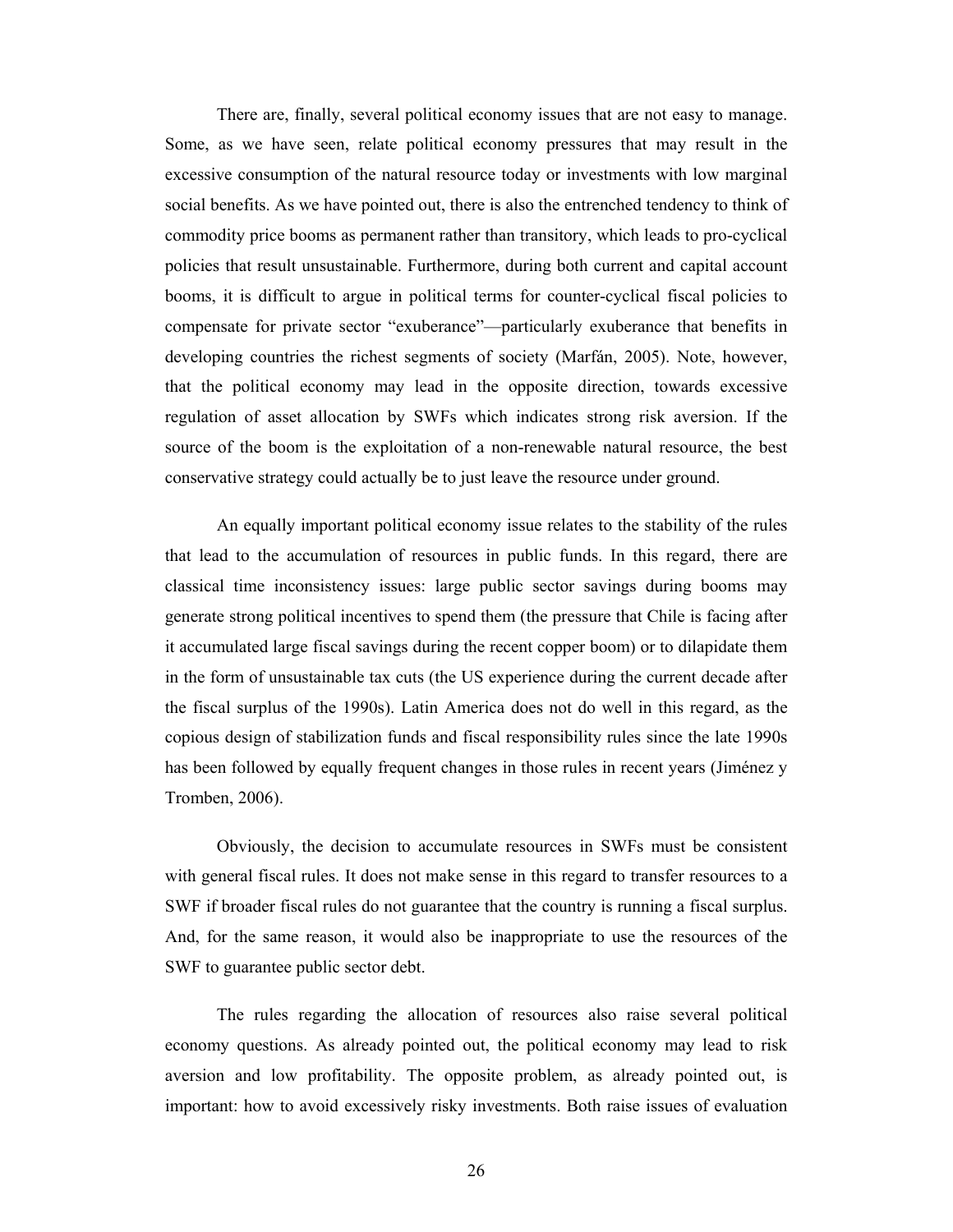There are, finally, several political economy issues that are not easy to manage. Some, as we have seen, relate political economy pressures that may result in the excessive consumption of the natural resource today or investments with low marginal social benefits. As we have pointed out, there is also the entrenched tendency to think of commodity price booms as permanent rather than transitory, which leads to pro-cyclical policies that result unsustainable. Furthermore, during both current and capital account booms, it is difficult to argue in political terms for counter-cyclical fiscal policies to compensate for private sector "exuberance"—particularly exuberance that benefits in developing countries the richest segments of society (Marfán, 2005). Note, however, that the political economy may lead in the opposite direction, towards excessive regulation of asset allocation by SWFs which indicates strong risk aversion. If the source of the boom is the exploitation of a non-renewable natural resource, the best conservative strategy could actually be to just leave the resource under ground.

An equally important political economy issue relates to the stability of the rules that lead to the accumulation of resources in public funds. In this regard, there are classical time inconsistency issues: large public sector savings during booms may generate strong political incentives to spend them (the pressure that Chile is facing after it accumulated large fiscal savings during the recent copper boom) or to dilapidate them in the form of unsustainable tax cuts (the US experience during the current decade after the fiscal surplus of the 1990s). Latin America does not do well in this regard, as the copious design of stabilization funds and fiscal responsibility rules since the late 1990s has been followed by equally frequent changes in those rules in recent years (Jiménez y Tromben, 2006).

Obviously, the decision to accumulate resources in SWFs must be consistent with general fiscal rules. It does not make sense in this regard to transfer resources to a SWF if broader fiscal rules do not guarantee that the country is running a fiscal surplus. And, for the same reason, it would also be inappropriate to use the resources of the SWF to guarantee public sector debt.

The rules regarding the allocation of resources also raise several political economy questions. As already pointed out, the political economy may lead to risk aversion and low profitability. The opposite problem, as already pointed out, is important: how to avoid excessively risky investments. Both raise issues of evaluation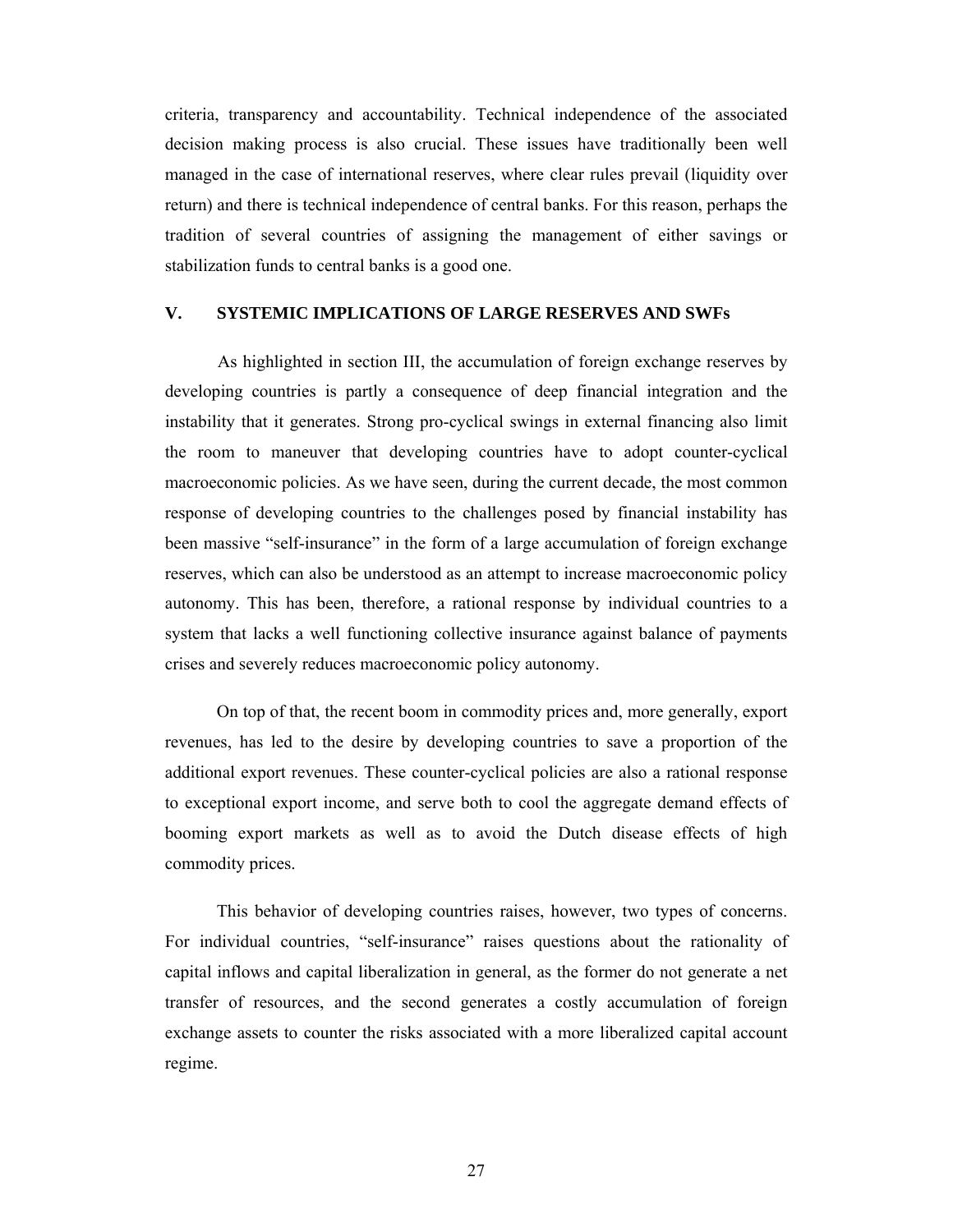criteria, transparency and accountability. Technical independence of the associated decision making process is also crucial. These issues have traditionally been well managed in the case of international reserves, where clear rules prevail (liquidity over return) and there is technical independence of central banks. For this reason, perhaps the tradition of several countries of assigning the management of either savings or stabilization funds to central banks is a good one.

## V. SYSTEMIC IMPLICATIONS OF LARGE RESERVES AND SWFs

As highlighted in section III, the accumulation of foreign exchange reserves by developing countries is partly a consequence of deep financial integration and the instability that it generates. Strong pro-cyclical swings in external financing also limit the room to maneuver that developing countries have to adopt counter-cyclical macroeconomic policies. As we have seen, during the current decade, the most common response of developing countries to the challenges posed by financial instability has been massive "self-insurance" in the form of a large accumulation of foreign exchange reserves, which can also be understood as an attempt to increase macroeconomic policy autonomy. This has been, therefore, a rational response by individual countries to a system that lacks a well functioning collective insurance against balance of payments crises and severely reduces macroeconomic policy autonomy.

On top of that, the recent boom in commodity prices and, more generally, export revenues, has led to the desire by developing countries to save a proportion of the additional export revenues. These counter-cyclical policies are also a rational response to exceptional export income, and serve both to cool the aggregate demand effects of booming export markets as well as to avoid the Dutch disease effects of high commodity prices.

This behavior of developing countries raises, however, two types of concerns. For individual countries, "self-insurance" raises questions about the rationality of capital inflows and capital liberalization in general, as the former do not generate a net transfer of resources, and the second generates a costly accumulation of foreign exchange assets to counter the risks associated with a more liberalized capital account regime.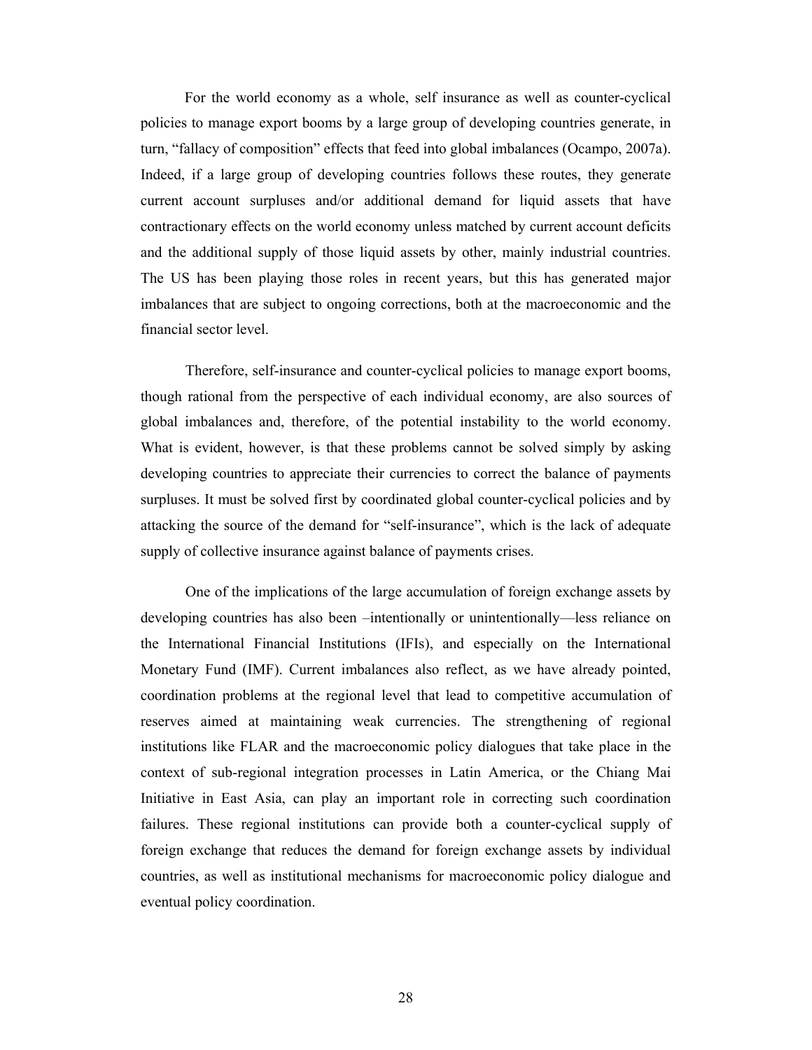For the world economy as a whole, self insurance as well as counter-cyclical policies to manage export booms by a large group of developing countries generate, in turn, "fallacy of composition" effects that feed into global imbalances (Ocampo, 2007a). Indeed, if a large group of developing countries follows these routes, they generate current account surpluses and/or additional demand for liquid assets that have contractionary effects on the world economy unless matched by current account deficits and the additional supply of those liquid assets by other, mainly industrial countries. The US has been playing those roles in recent years, but this has generated major imbalances that are subject to ongoing corrections, both at the macroeconomic and the financial sector level.

Therefore, self-insurance and counter-cyclical policies to manage export booms, though rational from the perspective of each individual economy, are also sources of global imbalances and, therefore, of the potential instability to the world economy. What is evident, however, is that these problems cannot be solved simply by asking developing countries to appreciate their currencies to correct the balance of payments surpluses. It must be solved first by coordinated global counter-cyclical policies and by attacking the source of the demand for "self-insurance", which is the lack of adequate supply of collective insurance against balance of payments crises.

One of the implications of the large accumulation of foreign exchange assets by developing countries has also been –intentionally or unintentionally—less reliance on the International Financial Institutions (IFIs), and especially on the International Monetary Fund (IMF). Current imbalances also reflect, as we have already pointed, coordination problems at the regional level that lead to competitive accumulation of reserves aimed at maintaining weak currencies. The strengthening of regional institutions like FLAR and the macroeconomic policy dialogues that take place in the context of sub-regional integration processes in Latin America, or the Chiang Mai Initiative in East Asia, can play an important role in correcting such coordination failures. These regional institutions can provide both a counter-cyclical supply of foreign exchange that reduces the demand for foreign exchange assets by individual countries, as well as institutional mechanisms for macroeconomic policy dialogue and eventual policy coordination.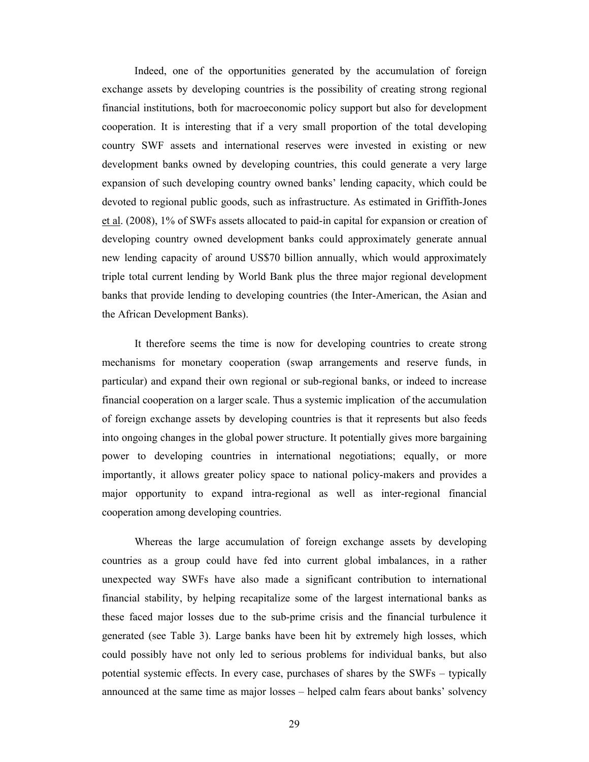Indeed, one of the opportunities generated by the accumulation of foreign exchange assets by developing countries is the possibility of creating strong regional financial institutions, both for macroeconomic policy support but also for development cooperation. It is interesting that if a very small proportion of the total developing country SWF assets and international reserves were invested in existing or new development banks owned by developing countries, this could generate a very large expansion of such developing country owned banks' lending capacity, which could be devoted to regional public goods, such as infrastructure. As estimated in Griffith-Jones et al. (2008), 1% of SWFs assets allocated to paid-in capital for expansion or creation of developing country owned development banks could approximately generate annual new lending capacity of around US$70 billion annually, which would approximately triple total current lending by World Bank plus the three major regional development banks that provide lending to developing countries (the Inter-American, the Asian and the African Development Banks).

It therefore seems the time is now for developing countries to create strong mechanisms for monetary cooperation (swap arrangements and reserve funds, in particular) and expand their own regional or sub-regional banks, or indeed to increase financial cooperation on a larger scale. Thus a systemic implication of the accumulation of foreign exchange assets by developing countries is that it represents but also feeds into ongoing changes in the global power structure. It potentially gives more bargaining power to developing countries in international negotiations; equally, or more importantly, it allows greater policy space to national policy-makers and provides a major opportunity to expand intra-regional as well as inter-regional financial cooperation among developing countries.

Whereas the large accumulation of foreign exchange assets by developing countries as a group could have fed into current global imbalances, in a rather unexpected way SWFs have also made a significant contribution to international financial stability, by helping recapitalize some of the largest international banks as these faced major losses due to the sub-prime crisis and the financial turbulence it generated (see Table 3). Large banks have been hit by extremely high losses, which could possibly have not only led to serious problems for individual banks, but also potential systemic effects. In every case, purchases of shares by the SWFs – typically announced at the same time as major losses – helped calm fears about banks' solvency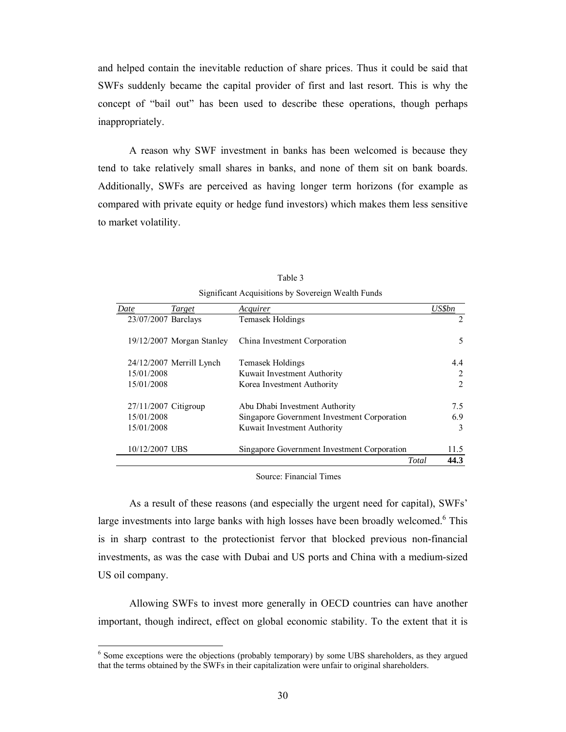and helped contain the inevitable reduction of share prices. Thus it could be said that SWFs suddenly became the capital provider of first and last resort. This is why the concept of "bail out" has been used to describe these operations, though perhaps inappropriately.

A reason why SWF investment in banks has been welcomed is because they tend to take relatively small shares in banks, and none of them sit on bank boards. Additionally, SWFs are perceived as having longer term horizons (for example as compared with private equity or hedge fund investors) which makes them less sensitive to market volatility.

Table 3

Significant Acquisitions by Sovereign Wealth Funds

| Date | Target | Acquirer | US$bn |
|---|---|---|---|
| 23/07/2007 | Barclays | Temasek Holdings | 2 |
| 19/12/2007 | Morgan Stanley | China Investment Corporation | 5 |
| 24/12/2007 | Merrill Lynch | Temasek Holdings | 4.4 |
| 15/01/2008 | | Kuwait Investment Authority | 2 |
| 15/01/2008 | | Korea Investment Authority | 2 |
| 27/11/2007 | Citigroup | Abu Dhabi Investment Authority | 7.5 |
| 15/01/2008 | | Singapore Government Investment Corporation | 6.9 |
| 15/01/2008 | | Kuwait Investment Authority | 3 |
| 10/12/2007 | UBS | Singapore Government Investment Corporation | 11.5 |
| | | *Total* | **44.3** |

Source: Financial Times

As a result of these reasons (and especially the urgent need for capital), SWFs' large investments into large banks with high losses have been broadly welcomed.[6] This is in sharp contrast to the protectionist fervor that blocked previous non-financial investments, as was the case with Dubai and US ports and China with a medium-sized US oil company.

Allowing SWFs to invest more generally in OECD countries can have another important, though indirect, effect on global economic stability. To the extent that it is

[6] Some exceptions were the objections (probably temporary) by some UBS shareholders, as they argued that the terms obtained by the SWFs in their capitalization were unfair to original shareholders.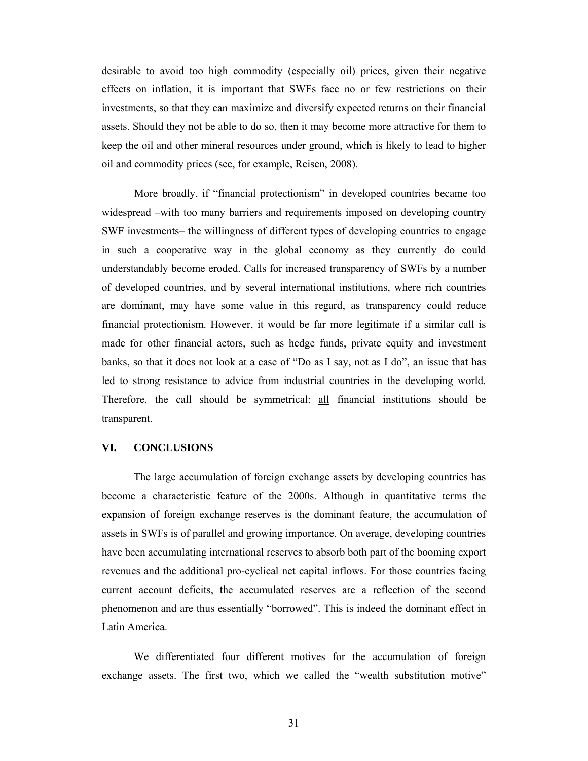desirable to avoid too high commodity (especially oil) prices, given their negative effects on inflation, it is important that SWFs face no or few restrictions on their investments, so that they can maximize and diversify expected returns on their financial assets. Should they not be able to do so, then it may become more attractive for them to keep the oil and other mineral resources under ground, which is likely to lead to higher oil and commodity prices (see, for example, Reisen, 2008).

More broadly, if "financial protectionism" in developed countries became too widespread –with too many barriers and requirements imposed on developing country SWF investments– the willingness of different types of developing countries to engage in such a cooperative way in the global economy as they currently do could understandably become eroded. Calls for increased transparency of SWFs by a number of developed countries, and by several international institutions, where rich countries are dominant, may have some value in this regard, as transparency could reduce financial protectionism. However, it would be far more legitimate if a similar call is made for other financial actors, such as hedge funds, private equity and investment banks, so that it does not look at a case of "Do as I say, not as I do", an issue that has led to strong resistance to advice from industrial countries in the developing world. Therefore, the call should be symmetrical: <u>all</u> financial institutions should be transparent.

## VI. CONCLUSIONS

The large accumulation of foreign exchange assets by developing countries has become a characteristic feature of the 2000s. Although in quantitative terms the expansion of foreign exchange reserves is the dominant feature, the accumulation of assets in SWFs is of parallel and growing importance. On average, developing countries have been accumulating international reserves to absorb both part of the booming export revenues and the additional pro-cyclical net capital inflows. For those countries facing current account deficits, the accumulated reserves are a reflection of the second phenomenon and are thus essentially "borrowed". This is indeed the dominant effect in Latin America.

We differentiated four different motives for the accumulation of foreign exchange assets. The first two, which we called the "wealth substitution motive"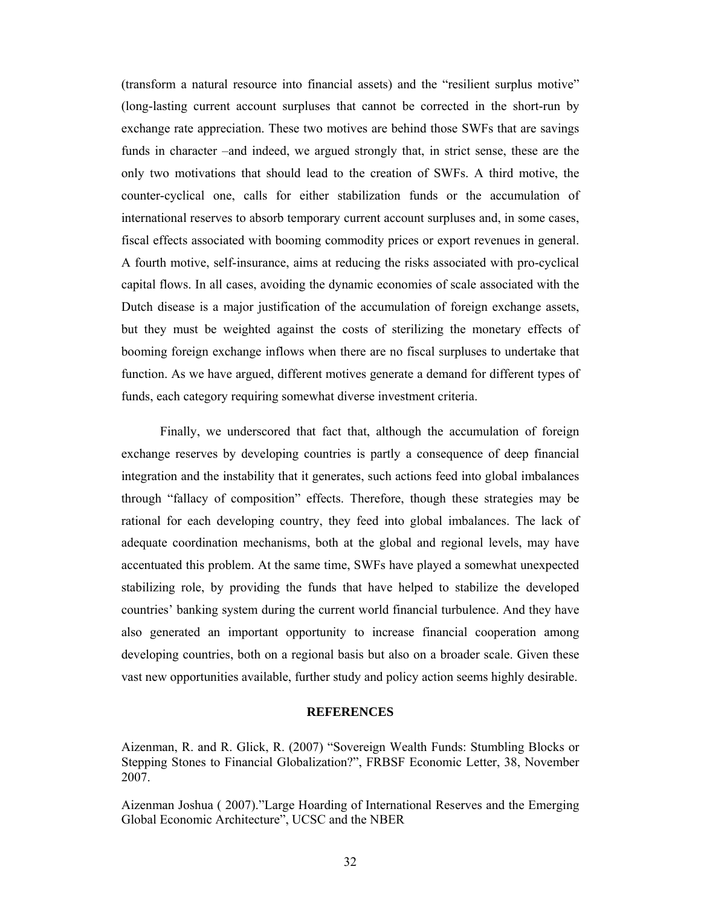(transform a natural resource into financial assets) and the "resilient surplus motive" (long-lasting current account surpluses that cannot be corrected in the short-run by exchange rate appreciation. These two motives are behind those SWFs that are savings funds in character –and indeed, we argued strongly that, in strict sense, these are the only two motivations that should lead to the creation of SWFs. A third motive, the counter-cyclical one, calls for either stabilization funds or the accumulation of international reserves to absorb temporary current account surpluses and, in some cases, fiscal effects associated with booming commodity prices or export revenues in general. A fourth motive, self-insurance, aims at reducing the risks associated with pro-cyclical capital flows. In all cases, avoiding the dynamic economies of scale associated with the Dutch disease is a major justification of the accumulation of foreign exchange assets, but they must be weighted against the costs of sterilizing the monetary effects of booming foreign exchange inflows when there are no fiscal surpluses to undertake that function. As we have argued, different motives generate a demand for different types of funds, each category requiring somewhat diverse investment criteria.

Finally, we underscored that fact that, although the accumulation of foreign exchange reserves by developing countries is partly a consequence of deep financial integration and the instability that it generates, such actions feed into global imbalances through "fallacy of composition" effects. Therefore, though these strategies may be rational for each developing country, they feed into global imbalances. The lack of adequate coordination mechanisms, both at the global and regional levels, may have accentuated this problem. At the same time, SWFs have played a somewhat unexpected stabilizing role, by providing the funds that have helped to stabilize the developed countries' banking system during the current world financial turbulence. And they have also generated an important opportunity to increase financial cooperation among developing countries, both on a regional basis but also on a broader scale. Given these vast new opportunities available, further study and policy action seems highly desirable.

## REFERENCES

Aizenman, R. and R. Glick, R. (2007) "Sovereign Wealth Funds: Stumbling Blocks or Stepping Stones to Financial Globalization?", FRBSF Economic Letter, 38, November 2007.

Aizenman Joshua ( 2007)."Large Hoarding of International Reserves and the Emerging Global Economic Architecture", UCSC and the NBER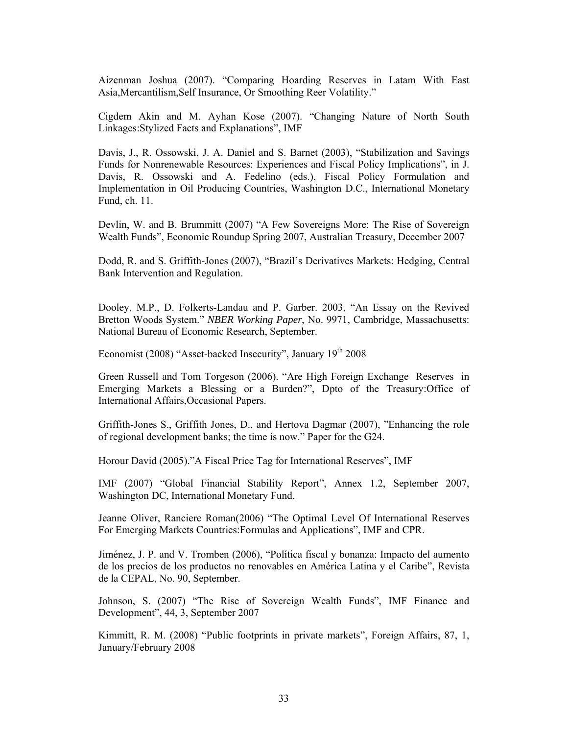Aizenman Joshua (2007). “Comparing Hoarding Reserves in Latam With East Asia,Mercantilism,Self Insurance, Or Smoothing Reer Volatility.”

Cigdem Akin and M. Ayhan Kose (2007). “Changing Nature of North South Linkages:Stylized Facts and Explanations”, IMF

Davis, J., R. Ossowski, J. A. Daniel and S. Barnet (2003), “Stabilization and Savings Funds for Nonrenewable Resources: Experiences and Fiscal Policy Implications”, in J. Davis, R. Ossowski and A. Fedelino (eds.), Fiscal Policy Formulation and Implementation in Oil Producing Countries, Washington D.C., International Monetary Fund, ch. 11.

Devlin, W. and B. Brummitt (2007) “A Few Sovereigns More: The Rise of Sovereign Wealth Funds”, Economic Roundup Spring 2007, Australian Treasury, December 2007

Dodd, R. and S. Griffith-Jones (2007), “Brazil’s Derivatives Markets: Hedging, Central Bank Intervention and Regulation.

Dooley, M.P., D. Folkerts-Landau and P. Garber. 2003, “An Essay on the Revived Bretton Woods System.” *NBER Working Paper*, No. 9971, Cambridge, Massachusetts: National Bureau of Economic Research, September.

Economist (2008) “Asset-backed Insecurity”, January 19th 2008

Green Russell and Tom Torgeson (2006). “Are High Foreign Exchange Reserves in Emerging Markets a Blessing or a Burden?”, Dpto of the Treasury:Office of International Affairs,Occasional Papers.

Griffith-Jones S., Griffith Jones, D., and Hertova Dagmar (2007), ”Enhancing the role of regional development banks; the time is now.” Paper for the G24.

Horour David (2005).”A Fiscal Price Tag for International Reserves”, IMF

IMF (2007) “Global Financial Stability Report”, Annex 1.2, September 2007, Washington DC, International Monetary Fund.

Jeanne Oliver, Ranciere Roman(2006) “The Optimal Level Of International Reserves For Emerging Markets Countries:Formulas and Applications”, IMF and CPR.

Jiménez, J. P. and V. Tromben (2006), “Política fiscal y bonanza: Impacto del aumento de los precios de los productos no renovables en América Latina y el Caribe”, Revista de la CEPAL, No. 90, September.

Johnson, S. (2007) “The Rise of Sovereign Wealth Funds”, IMF Finance and Development”, 44, 3, September 2007

Kimmitt, R. M. (2008) “Public footprints in private markets”, Foreign Affairs, 87, 1, January/February 2008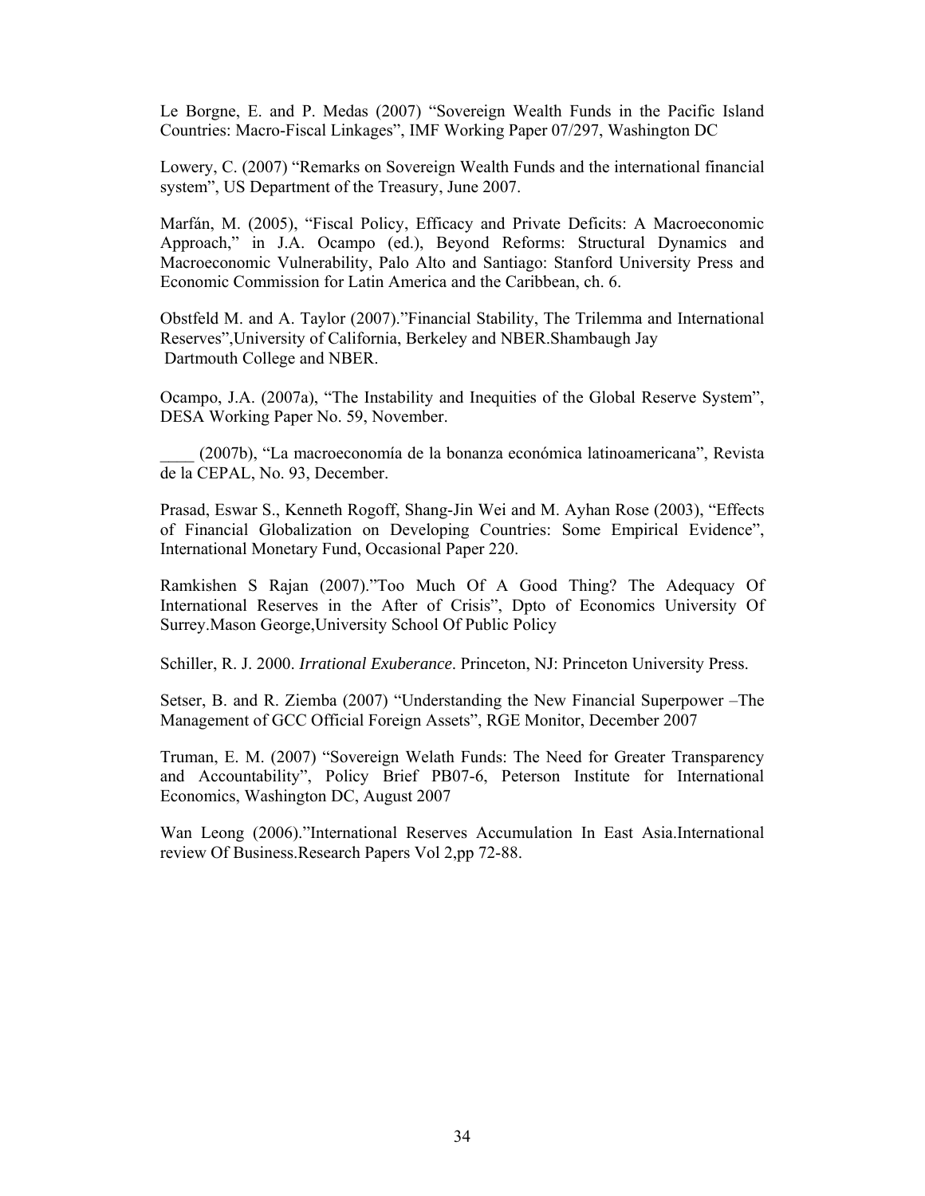Le Borgne, E. and P. Medas (2007) "Sovereign Wealth Funds in the Pacific Island Countries: Macro-Fiscal Linkages", IMF Working Paper 07/297, Washington DC

Lowery, C. (2007) "Remarks on Sovereign Wealth Funds and the international financial system", US Department of the Treasury, June 2007.

Marfán, M. (2005), "Fiscal Policy, Efficacy and Private Deficits: A Macroeconomic Approach," in J.A. Ocampo (ed.), Beyond Reforms: Structural Dynamics and Macroeconomic Vulnerability, Palo Alto and Santiago: Stanford University Press and Economic Commission for Latin America and the Caribbean, ch. 6.

Obstfeld M. and A. Taylor (2007)."Financial Stability, The Trilemma and International Reserves",University of California, Berkeley and NBER.Shambaugh Jay
Dartmouth College and NBER.

Ocampo, J.A. (2007a), "The Instability and Inequities of the Global Reserve System", DESA Working Paper No. 59, November.

____ (2007b), "La macroeconomía de la bonanza económica latinoamericana", Revista de la CEPAL, No. 93, December.

Prasad, Eswar S., Kenneth Rogoff, Shang-Jin Wei and M. Ayhan Rose (2003), "Effects of Financial Globalization on Developing Countries: Some Empirical Evidence", International Monetary Fund, Occasional Paper 220.

Ramkishen S Rajan (2007)."Too Much Of A Good Thing? The Adequacy Of International Reserves in the After of Crisis", Dpto of Economics University Of Surrey.Mason George,University School Of Public Policy

Schiller, R. J. 2000. *Irrational Exuberance*. Princeton, NJ: Princeton University Press.

Setser, B. and R. Ziemba (2007) "Understanding the New Financial Superpower –The Management of GCC Official Foreign Assets", RGE Monitor, December 2007

Truman, E. M. (2007) "Sovereign Welath Funds: The Need for Greater Transparency and Accountability", Policy Brief PB07-6, Peterson Institute for International Economics, Washington DC, August 2007

Wan Leong (2006)."International Reserves Accumulation In East Asia.International review Of Business.Research Papers Vol 2,pp 72-88.